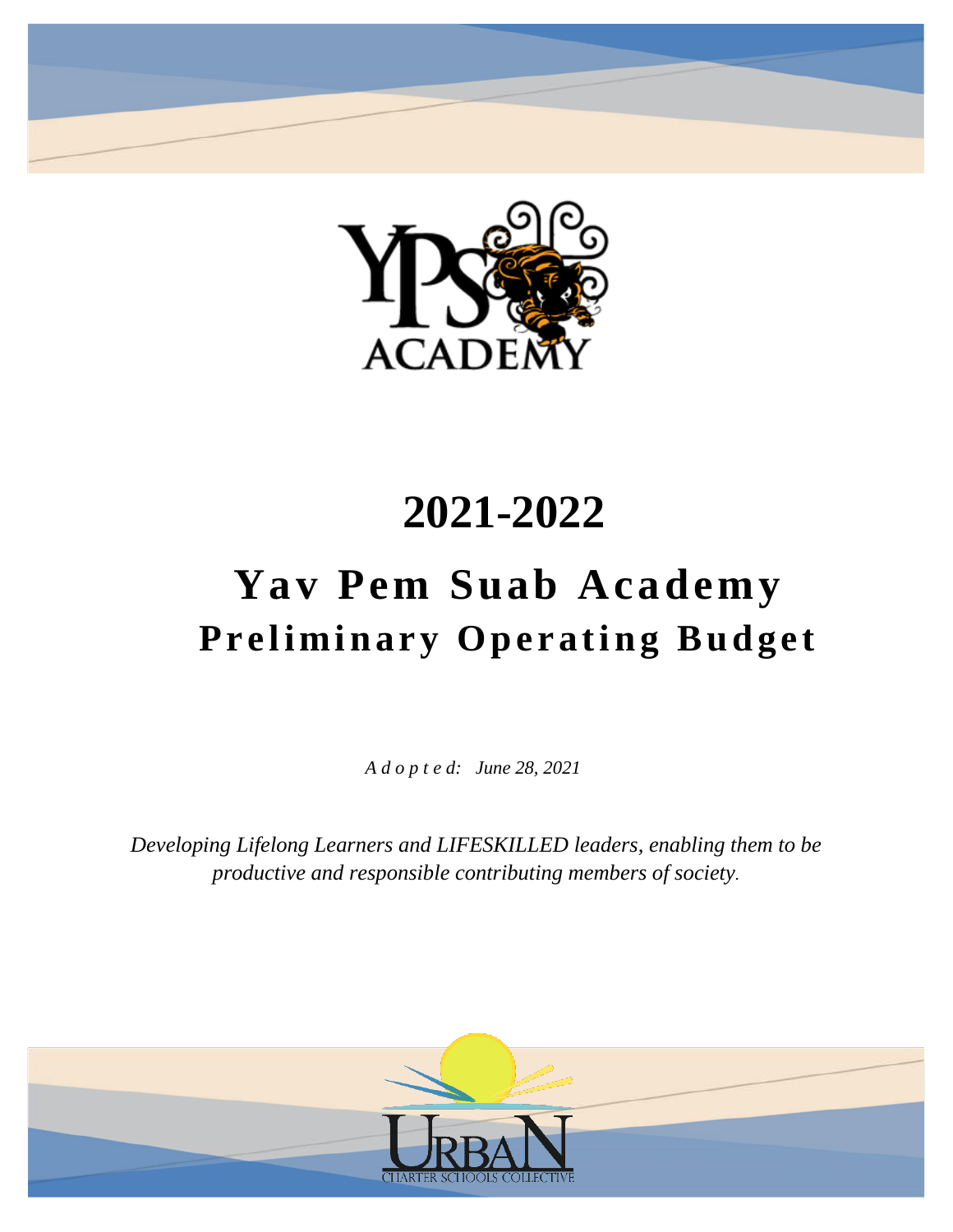# 2021-2022

# Yav Pem Suab Academy

## Preliminary Operating Budget

*Adopted: June 28, 2021*

*Developing Lifelong Learners and LIFESKILLED leaders, enabling them to be productive and responsible contributing members of society.*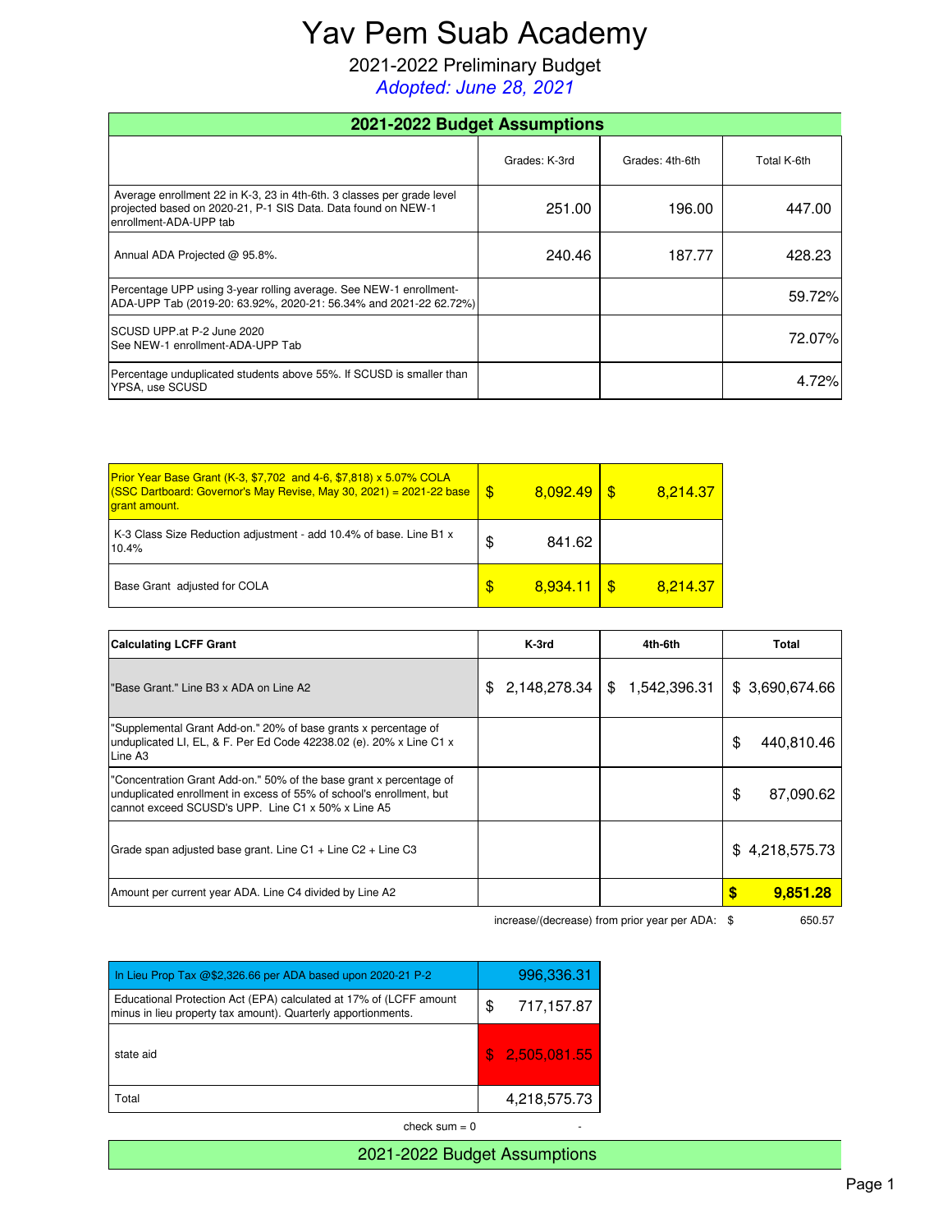# Yav Pem Suab Academy

2021-2022 Preliminary Budget

*Adopted: June 28, 2021*

## 2021-2022 Budget Assumptions

| | Grades: K-3rd | Grades: 4th-6th | Total K-6th |
|---|---|---|---|
| Average enrollment 22 in K-3, 23 in 4th-6th. 3 classes per grade level projected based on 2020-21, P-1 SIS Data. Data found on NEW-1 enrollment-ADA-UPP tab | 251.00 | 196.00 | 447.00 |
| Annual ADA Projected @ 95.8%. | 240.46 | 187.77 | 428.23 |
| Percentage UPP using 3-year rolling average. See NEW-1 enrollment-ADA-UPP Tab (2019-20: 63.92%, 2020-21: 56.34% and 2021-22 62.72%) | | | 59.72% |
| SCUSD UPP.at P-2 June 2020 See NEW-1 enrollment-ADA-UPP Tab | | | 72.07% |
| Percentage unduplicated students above 55%. If SCUSD is smaller than YPSA, use SCUSD | | | 4.72% |

| | | |
|---|---|---|
| Prior Year Base Grant (K-3, $7,702 and 4-6, $7,818) x 5.07% COLA (SSC Dartboard: Governor's May Revise, May 30, 2021) = 2021-22 base grant amount. | $ 8,092.49 | $ 8,214.37 |
| K-3 Class Size Reduction adjustment - add 10.4% of base. Line B1 x 10.4% | $ 841.62 | |
| Base Grant adjusted for COLA | $ 8,934.11 | $ 8,214.37 |

| Calculating LCFF Grant | K-3rd | 4th-6th | Total |
|---|---|---|---|
| "Base Grant." Line B3 x ADA on Line A2 | $ 2,148,278.34 | $ 1,542,396.31 | $ 3,690,674.66 |
| "Supplemental Grant Add-on." 20% of base grants x percentage of unduplicated LI, EL, & F. Per Ed Code 42238.02 (e). 20% x Line C1 x Line A3 | | | $ 440,810.46 |
| "Concentration Grant Add-on." 50% of the base grant x percentage of unduplicated enrollment in excess of 55% of school's enrollment, but cannot exceed SCUSD's UPP. Line C1 x 50% x Line A5 | | | $ 87,090.62 |
| Grade span adjusted base grant. Line C1 + Line C2 + Line C3 | | | $ 4,218,575.73 |
| Amount per current year ADA. Line C4 divided by Line A2 | | | **$ 9,851.28** |

increase/(decrease) from prior year per ADA: $ 650.57

| | |
|---|---|
| In Lieu Prop Tax @$2,326.66 per ADA based upon 2020-21 P-2 | 996,336.31 |
| Educational Protection Act (EPA) calculated at 17% of (LCFF amount minus in lieu property tax amount). Quarterly apportionments. | $ 717,157.87 |
| state aid | $ 2,505,081.55 |
| Total | 4,218,575.73 |

check sum = 0 -

2021-2022 Budget Assumptions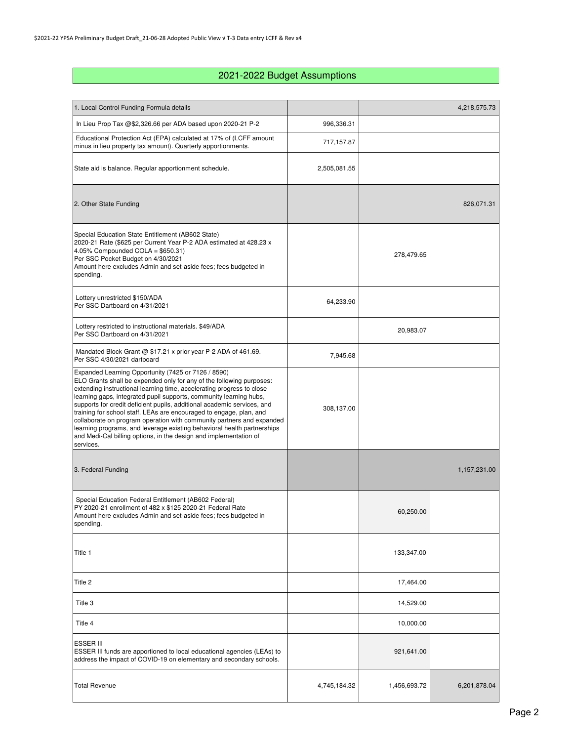## 2021-2022 Budget Assumptions

| | | | |
|---|---|---|---|
| 1. Local Control Funding Formula details | | | 4,218,575.73 |
| In Lieu Prop Tax @$2,326.66 per ADA based upon 2020-21 P-2 | 996,336.31 | | |
| Educational Protection Act (EPA) calculated at 17% of (LCFF amount minus in lieu property tax amount). Quarterly apportionments. | 717,157.87 | | |
| State aid is balance. Regular apportionment schedule. | 2,505,081.55 | | |
| 2. Other State Funding | | | 826,071.31 |
| Special Education State Entitlement (AB602 State)<br>2020-21 Rate ($625 per Current Year P-2 ADA estimated at 428.23 x 4.05% Compounded COLA = $650.31)<br>Per SSC Pocket Budget on 4/30/2021<br>Amount here excludes Admin and set-aside fees; fees budgeted in spending. | | 278,479.65 | |
| Lottery unrestricted $150/ADA<br>Per SSC Dartboard on 4/31/2021 | 64,233.90 | | |
| Lottery restricted to instructional materials. $49/ADA<br>Per SSC Dartboard on 4/31/2021 | | 20,983.07 | |
| Mandated Block Grant @ $17.21 x prior year P-2 ADA of 461.69.<br>Per SSC 4/30/2021 dartboard | 7,945.68 | | |
| Expanded Learning Opportunity (7425 or 7126 / 8590)<br>ELO Grants shall be expended only for any of the following purposes: extending instructional learning time, accelerating progress to close learning gaps, integrated pupil supports, community learning hubs, supports for credit deficient pupils, additional academic services, and training for school staff. LEAs are encouraged to engage, plan, and collaborate on program operation with community partners and expanded learning programs, and leverage existing behavioral health partnerships and Medi-Cal billing options, in the design and implementation of services. | 308,137.00 | | |
| 3. Federal Funding | | | 1,157,231.00 |
| Special Education Federal Entitlement (AB602 Federal)<br>PY 2020-21 enrollment of 482 x $125 2020-21 Federal Rate<br>Amount here excludes Admin and set-aside fees; fees budgeted in spending. | | 60,250.00 | |
| Title 1 | | 133,347.00 | |
| Title 2 | | 17,464.00 | |
| Title 3 | | 14,529.00 | |
| Title 4 | | 10,000.00 | |
| ESSER III<br>ESSER III funds are apportioned to local educational agencies (LEAs) to address the impact of COVID-19 on elementary and secondary schools. | | 921,641.00 | |
| Total Revenue | 4,745,184.32 | 1,456,693.72 | 6,201,878.04 |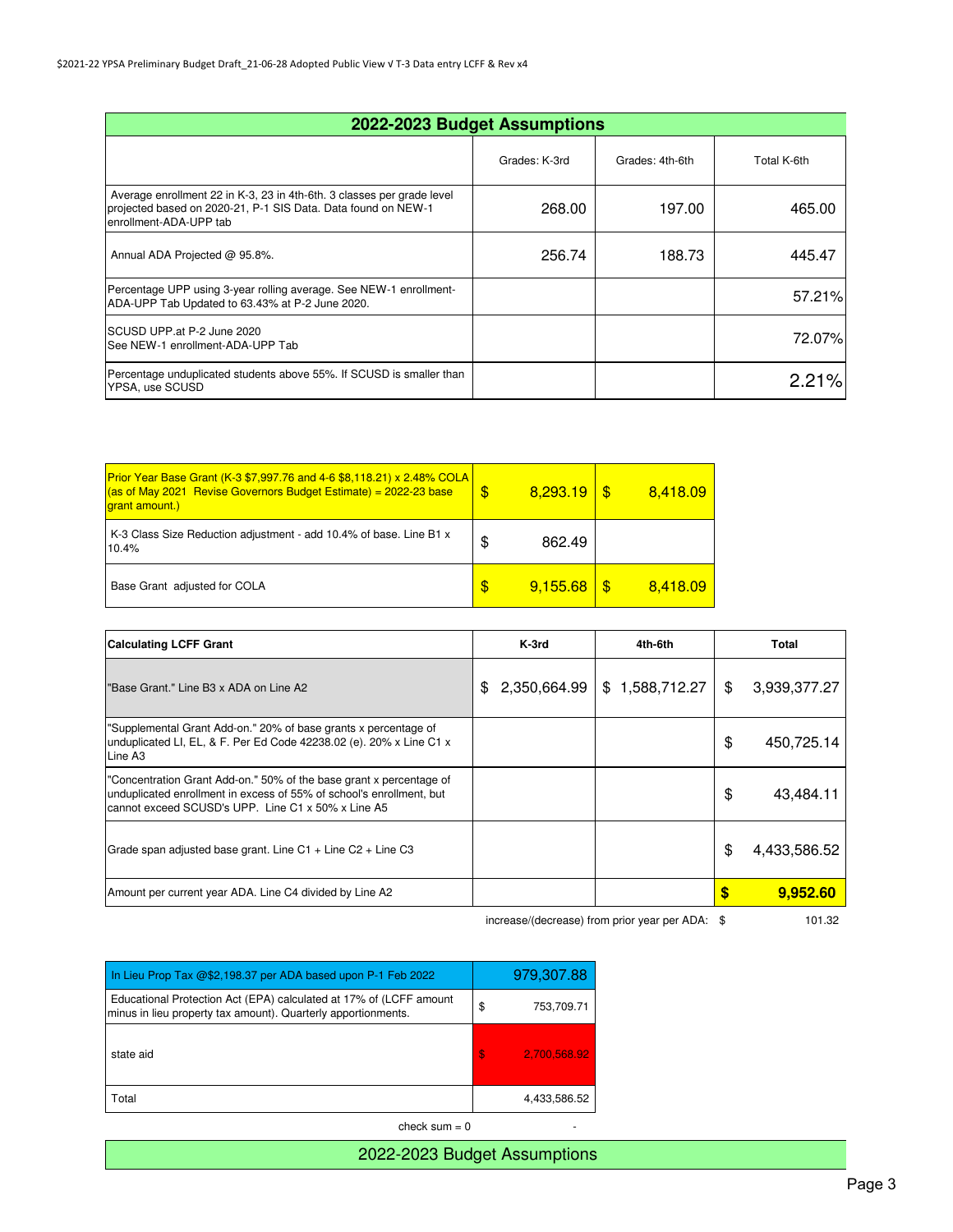## 2022-2023 Budget Assumptions

| | Grades: K-3rd | Grades: 4th-6th | Total K-6th |
|---|---|---|---|
| Average enrollment 22 in K-3, 23 in 4th-6th. 3 classes per grade level projected based on 2020-21, P-1 SIS Data. Data found on NEW-1 enrollment-ADA-UPP tab | 268.00 | 197.00 | 465.00 |
| Annual ADA Projected @ 95.8%. | 256.74 | 188.73 | 445.47 |
| Percentage UPP using 3-year rolling average. See NEW-1 enrollment-ADA-UPP Tab Updated to 63.43% at P-2 June 2020. | | | 57.21% |
| SCUSD UPP.at P-2 June 2020 See NEW-1 enrollment-ADA-UPP Tab | | | 72.07% |
| Percentage unduplicated students above 55%. If SCUSD is smaller than YPSA, use SCUSD | | | 2.21% |

| | | |
|---|---|---|
| Prior Year Base Grant (K-3 $7,997.76 and 4-6 $8,118.21) x 2.48% COLA (as of May 2021 Revise Governors Budget Estimate) = 2022-23 base grant amount.) | $ 8,293.19 | $ 8,418.09 |
| K-3 Class Size Reduction adjustment - add 10.4% of base. Line B1 x 10.4% | $ 862.49 | |
| Base Grant adjusted for COLA | $ 9,155.68 | $ 8,418.09 |

| Calculating LCFF Grant | K-3rd | 4th-6th | Total |
|---|---|---|---|
| "Base Grant." Line B3 x ADA on Line A2 | $ 2,350,664.99 | $ 1,588,712.27 | $ 3,939,377.27 |
| "Supplemental Grant Add-on." 20% of base grants x percentage of unduplicated LI, EL, & F. Per Ed Code 42238.02 (e). 20% x Line C1 x Line A3 | | | $ 450,725.14 |
| "Concentration Grant Add-on." 50% of the base grant x percentage of unduplicated enrollment in excess of 55% of school's enrollment, but cannot exceed SCUSD's UPP. Line C1 x 50% x Line A5 | | | $ 43,484.11 |
| Grade span adjusted base grant. Line C1 + Line C2 + Line C3 | | | $ 4,433,586.52 |
| Amount per current year ADA. Line C4 divided by Line A2 | | | **$ 9,952.60** |

increase/(decrease) from prior year per ADA: $ 101.32

| | |
|---|---|
| In Lieu Prop Tax @$2,198.37 per ADA based upon P-1 Feb 2022 | 979,307.88 |
| Educational Protection Act (EPA) calculated at 17% of (LCFF amount minus in lieu property tax amount). Quarterly apportionments. | $ 753,709.71 |
| state aid | $ 2,700,568.92 |
| Total | 4,433,586.52 |

check sum = 0 -

2022-2023 Budget Assumptions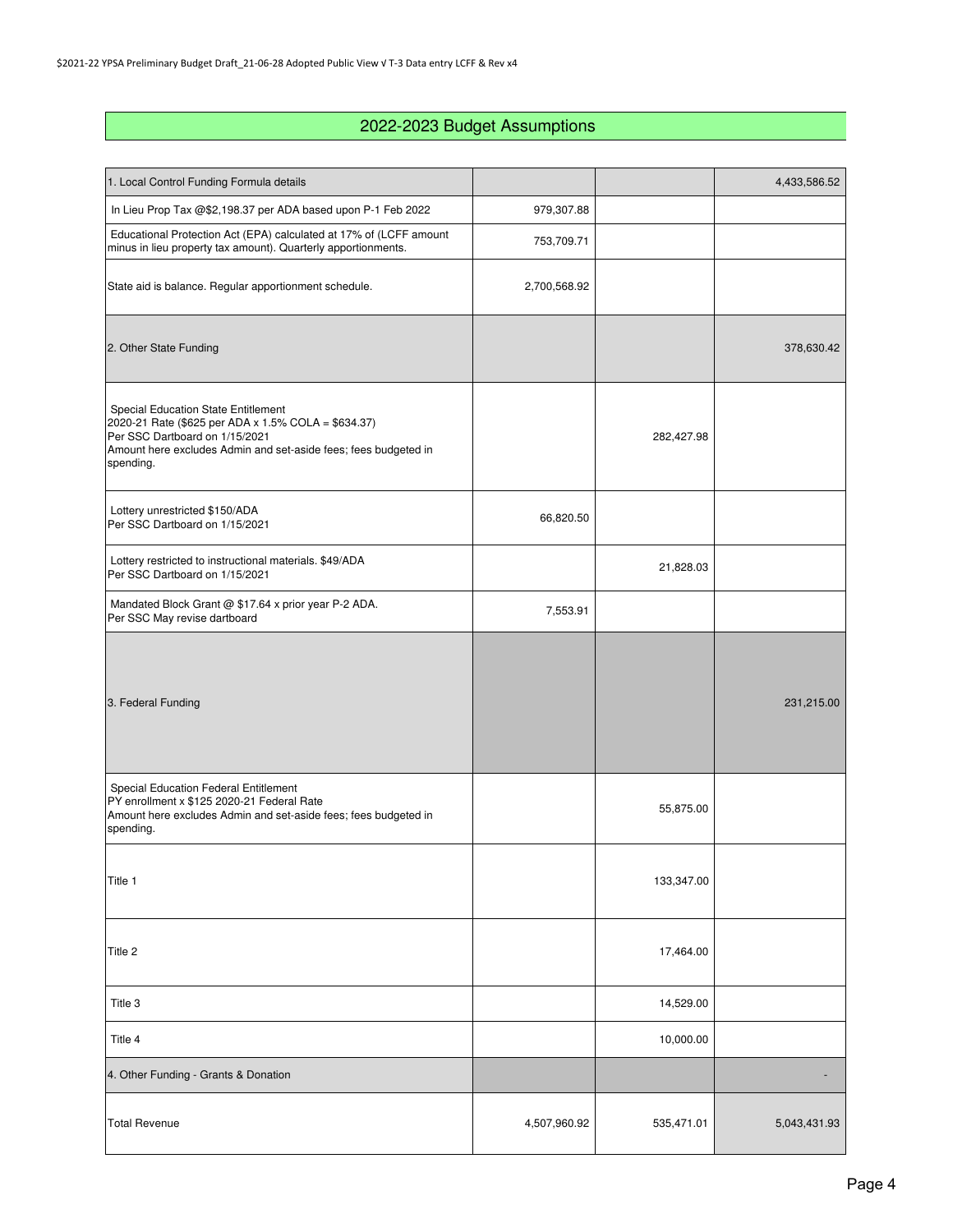## 2022-2023 Budget Assumptions

| | | | |
|---|---|---|---|
| 1. Local Control Funding Formula details | | | 4,433,586.52 |
| In Lieu Prop Tax @$2,198.37 per ADA based upon P-1 Feb 2022 | 979,307.88 | | |
| Educational Protection Act (EPA) calculated at 17% of (LCFF amount minus in lieu property tax amount). Quarterly apportionments. | 753,709.71 | | |
| State aid is balance. Regular apportionment schedule. | 2,700,568.92 | | |
| 2. Other State Funding | | | 378,630.42 |
| Special Education State Entitlement<br>2020-21 Rate ($625 per ADA x 1.5% COLA = $634.37)<br>Per SSC Dartboard on 1/15/2021<br>Amount here excludes Admin and set-aside fees; fees budgeted in spending. | | 282,427.98 | |
| Lottery unrestricted $150/ADA<br>Per SSC Dartboard on 1/15/2021 | 66,820.50 | | |
| Lottery restricted to instructional materials. $49/ADA<br>Per SSC Dartboard on 1/15/2021 | | 21,828.03 | |
| Mandated Block Grant @ $17.64 x prior year P-2 ADA.<br>Per SSC May revise dartboard | 7,553.91 | | |
| 3. Federal Funding | | | 231,215.00 |
| Special Education Federal Entitlement<br>PY enrollment x $125 2020-21 Federal Rate<br>Amount here excludes Admin and set-aside fees; fees budgeted in spending. | | 55,875.00 | |
| Title 1 | | 133,347.00 | |
| Title 2 | | 17,464.00 | |
| Title 3 | | 14,529.00 | |
| Title 4 | | 10,000.00 | |
| 4. Other Funding - Grants & Donation | | | - |
| Total Revenue | 4,507,960.92 | 535,471.01 | 5,043,431.93 |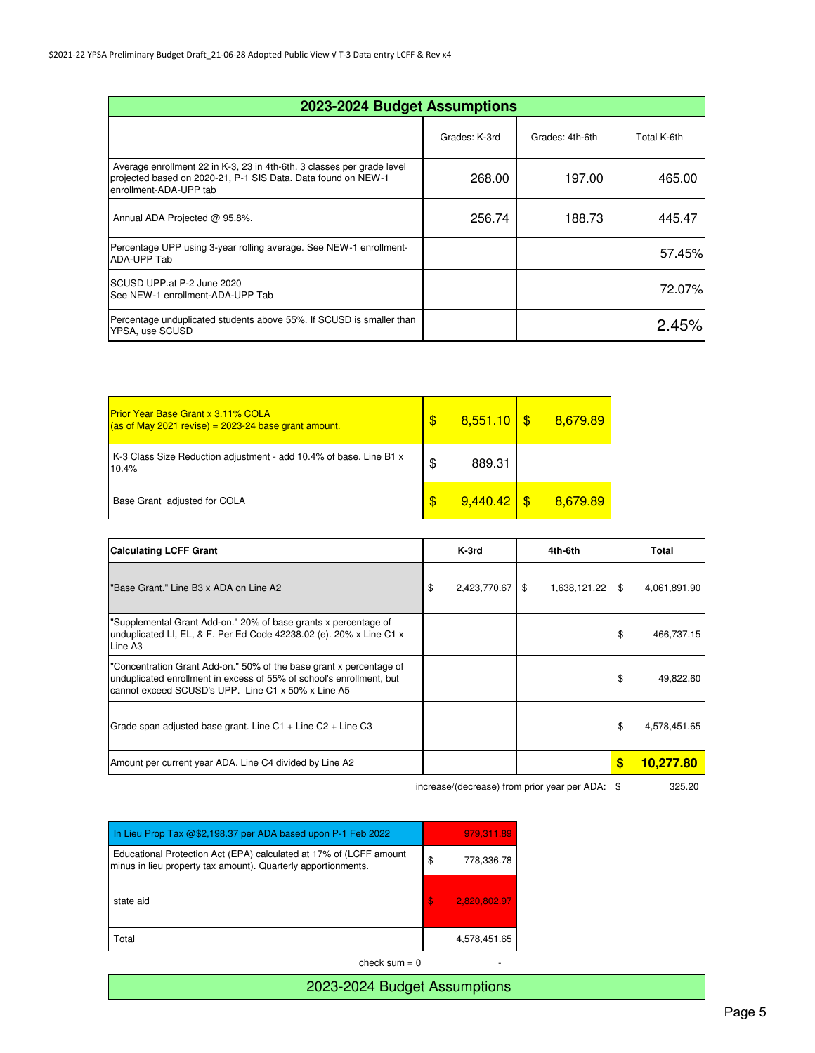## 2023-2024 Budget Assumptions

| | Grades: K-3rd | Grades: 4th-6th | Total K-6th |
|---|---|---|---|
| Average enrollment 22 in K-3, 23 in 4th-6th. 3 classes per grade level projected based on 2020-21, P-1 SIS Data. Data found on NEW-1 enrollment-ADA-UPP tab | 268.00 | 197.00 | 465.00 |
| Annual ADA Projected @ 95.8%. | 256.74 | 188.73 | 445.47 |
| Percentage UPP using 3-year rolling average. See NEW-1 enrollment-ADA-UPP Tab | | | 57.45% |
| SCUSD UPP.at P-2 June 2020<br>See NEW-1 enrollment-ADA-UPP Tab | | | 72.07% |
| Percentage unduplicated students above 55%. If SCUSD is smaller than YPSA, use SCUSD | | | 2.45% |

| | | |
|---|---|---|
| Prior Year Base Grant x 3.11% COLA<br>(as of May 2021 revise) = 2023-24 base grant amount. | $ 8,551.10 | $ 8,679.89 |
| K-3 Class Size Reduction adjustment - add 10.4% of base. Line B1 x 10.4% | $ 889.31 | |
| Base Grant adjusted for COLA | $ 9,440.42 | $ 8,679.89 |

| Calculating LCFF Grant | K-3rd | 4th-6th | Total |
|---|---|---|---|
| "Base Grant." Line B3 x ADA on Line A2 | $ 2,423,770.67 | $ 1,638,121.22 | $ 4,061,891.90 |
| "Supplemental Grant Add-on." 20% of base grants x percentage of unduplicated LI, EL, & F. Per Ed Code 42238.02 (e). 20% x Line C1 x Line A3 | | | $ 466,737.15 |
| "Concentration Grant Add-on." 50% of the base grant x percentage of unduplicated enrollment in excess of 55% of school's enrollment, but cannot exceed SCUSD's UPP. Line C1 x 50% x Line A5 | | | $ 49,822.60 |
| Grade span adjusted base grant. Line C1 + Line C2 + Line C3 | | | $ 4,578,451.65 |
| Amount per current year ADA. Line C4 divided by Line A2 | | | **$ 10,277.80** |
| | | increase/(decrease) from prior year per ADA: | $ 325.20 |

| | |
|---|---|
| In Lieu Prop Tax @$2,198.37 per ADA based upon P-1 Feb 2022 | 979,311.89 |
| Educational Protection Act (EPA) calculated at 17% of (LCFF amount minus in lieu property tax amount). Quarterly apportionments. | $ 778,336.78 |
| state aid | $ 2,820,802.97 |
| Total | 4,578,451.65 |
| check sum = 0 | - |

2023-2024 Budget Assumptions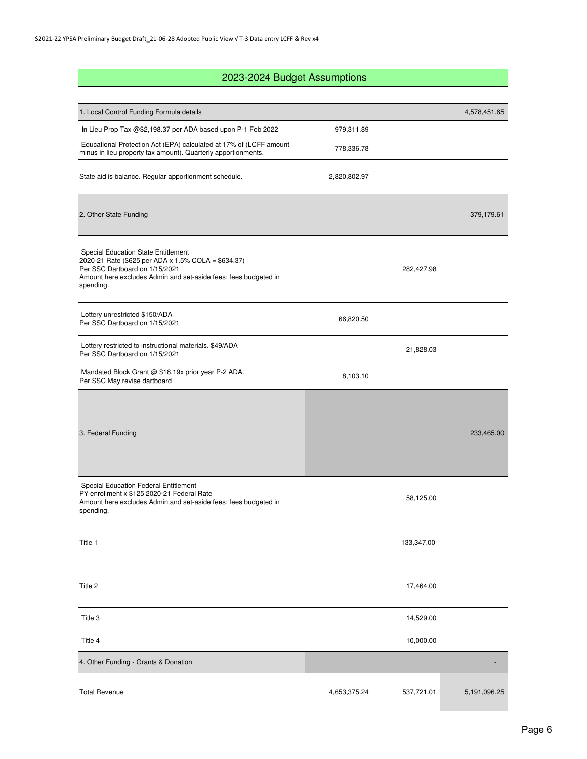## 2023-2024 Budget Assumptions

| | | | |
|---|---|---|---|
| 1. Local Control Funding Formula details | | | 4,578,451.65 |
| In Lieu Prop Tax @$2,198.37 per ADA based upon P-1 Feb 2022 | 979,311.89 | | |
| Educational Protection Act (EPA) calculated at 17% of (LCFF amount minus in lieu property tax amount). Quarterly apportionments. | 778,336.78 | | |
| State aid is balance. Regular apportionment schedule. | 2,820,802.97 | | |
| 2. Other State Funding | | | 379,179.61 |
| Special Education State Entitlement<br>2020-21 Rate ($625 per ADA x 1.5% COLA = $634.37)<br>Per SSC Dartboard on 1/15/2021<br>Amount here excludes Admin and set-aside fees; fees budgeted in spending. | | 282,427.98 | |
| Lottery unrestricted $150/ADA<br>Per SSC Dartboard on 1/15/2021 | 66,820.50 | | |
| Lottery restricted to instructional materials. $49/ADA<br>Per SSC Dartboard on 1/15/2021 | | 21,828.03 | |
| Mandated Block Grant @ $18.19x prior year P-2 ADA.<br>Per SSC May revise dartboard | 8,103.10 | | |
| 3. Federal Funding | | | 233,465.00 |
| Special Education Federal Entitlement<br>PY enrollment x $125 2020-21 Federal Rate<br>Amount here excludes Admin and set-aside fees; fees budgeted in spending. | | 58,125.00 | |
| Title 1 | | 133,347.00 | |
| Title 2 | | 17,464.00 | |
| Title 3 | | 14,529.00 | |
| Title 4 | | 10,000.00 | |
| 4. Other Funding - Grants & Donation | | | - |
| Total Revenue | 4,653,375.24 | 537,721.01 | 5,191,096.25 |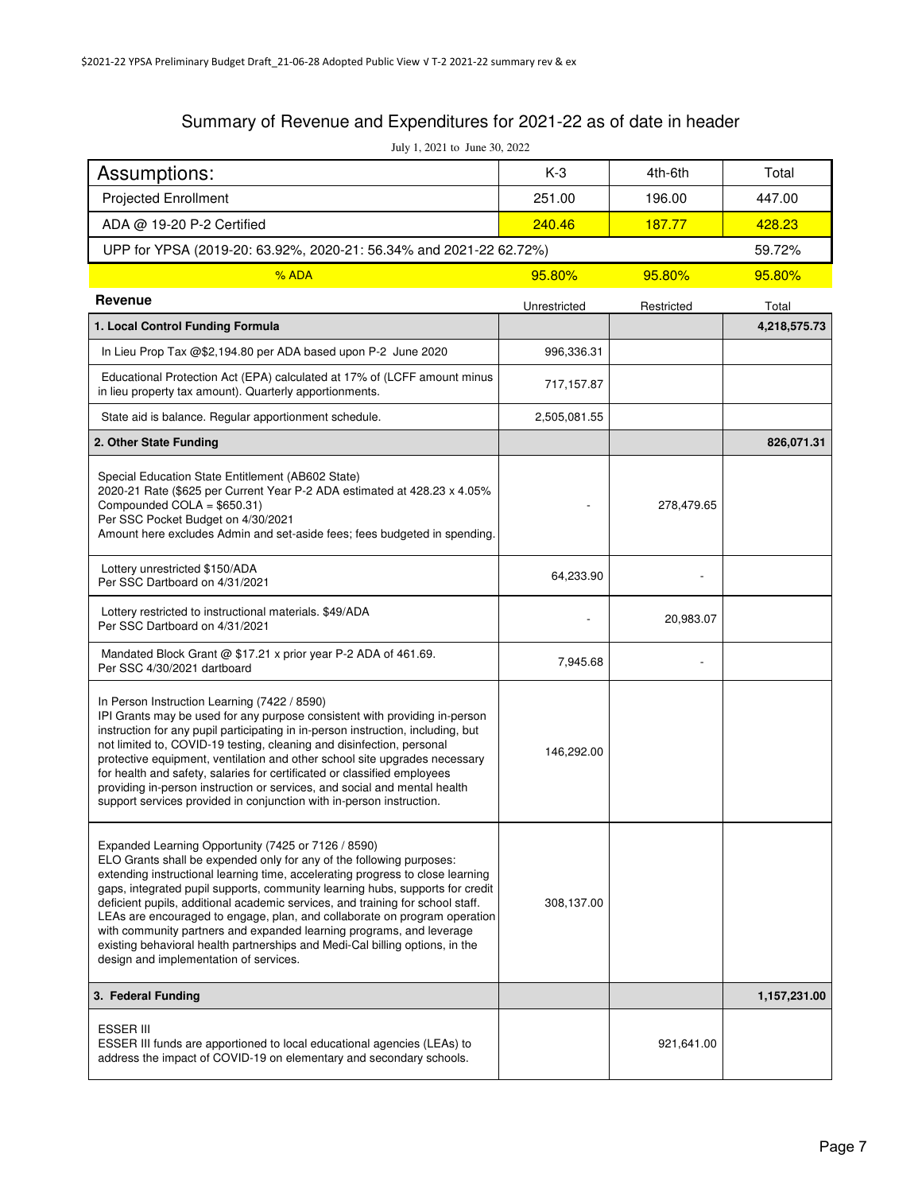## Summary of Revenue and Expenditures for 2021-22 as of date in header

July 1, 2021 to June 30, 2022

| Assumptions: | K-3 | 4th-6th | Total |
|---|---|---|---|
| Projected Enrollment | 251.00 | 196.00 | 447.00 |
| ADA @ 19-20 P-2 Certified | 240.46 | 187.77 | 428.23 |
| UPP for YPSA (2019-20: 63.92%, 2020-21: 56.34% and 2021-22 62.72%) | | | 59.72% |
| % ADA | 95.80% | 95.80% | 95.80% |

| Revenue | Unrestricted | Restricted | Total |
|---|---|---|---|
| **1. Local Control Funding Formula** | | | **4,218,575.73** |
| In Lieu Prop Tax @$2,194.80 per ADA based upon P-2 June 2020 | 996,336.31 | | |
| Educational Protection Act (EPA) calculated at 17% of (LCFF amount minus in lieu property tax amount). Quarterly apportionments. | 717,157.87 | | |
| State aid is balance. Regular apportionment schedule. | 2,505,081.55 | | |
| **2. Other State Funding** | | | **826,071.31** |
| Special Education State Entitlement (AB602 State)<br>2020-21 Rate ($625 per Current Year P-2 ADA estimated at 428.23 x 4.05% Compounded COLA = $650.31)<br>Per SSC Pocket Budget on 4/30/2021<br>Amount here excludes Admin and set-aside fees; fees budgeted in spending. | - | 278,479.65 | |
| Lottery unrestricted $150/ADA<br>Per SSC Dartboard on 4/31/2021 | 64,233.90 | - | |
| Lottery restricted to instructional materials. $49/ADA<br>Per SSC Dartboard on 4/31/2021 | - | 20,983.07 | |
| Mandated Block Grant @ $17.21 x prior year P-2 ADA of 461.69.<br>Per SSC 4/30/2021 dartboard | 7,945.68 | - | |
| In Person Instruction Learning (7422 / 8590)<br>IPI Grants may be used for any purpose consistent with providing in-person instruction for any pupil participating in in-person instruction, including, but not limited to, COVID-19 testing, cleaning and disinfection, personal protective equipment, ventilation and other school site upgrades necessary for health and safety, salaries for certificated or classified employees providing in-person instruction or services, and social and mental health support services provided in conjunction with in-person instruction. | 146,292.00 | | |
| Expanded Learning Opportunity (7425 or 7126 / 8590)<br>ELO Grants shall be expended only for any of the following purposes: extending instructional learning time, accelerating progress to close learning gaps, integrated pupil supports, community learning hubs, supports for credit deficient pupils, additional academic services, and training for school staff. LEAs are encouraged to engage, plan, and collaborate on program operation with community partners and expanded learning programs, and leverage existing behavioral health partnerships and Medi-Cal billing options, in the design and implementation of services. | 308,137.00 | | |
| **3. Federal Funding** | | | **1,157,231.00** |
| ESSER III<br>ESSER III funds are apportioned to local educational agencies (LEAs) to address the impact of COVID-19 on elementary and secondary schools. | | 921,641.00 | |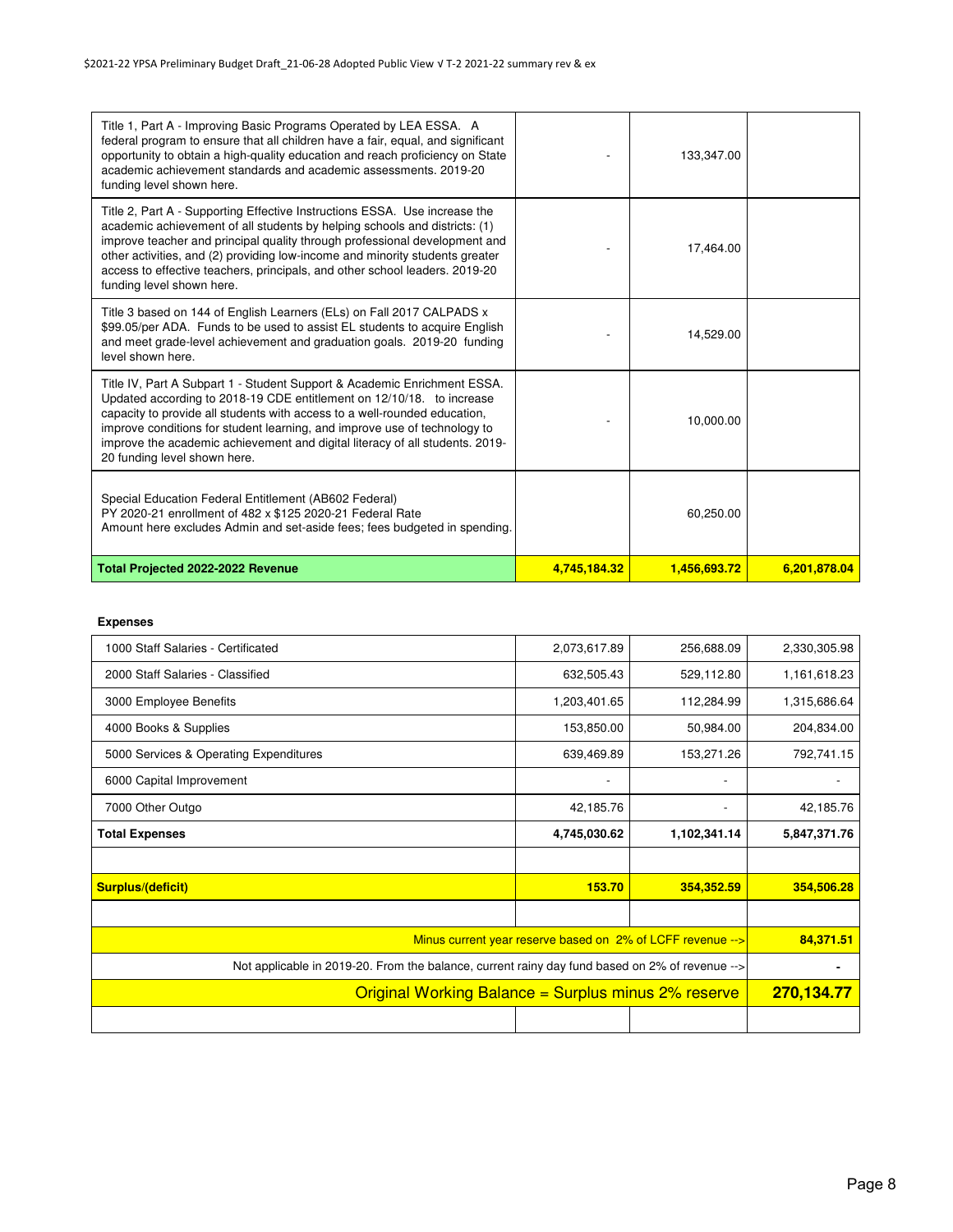| | | | |
|---|---|---|---|
| Title 1, Part A - Improving Basic Programs Operated by LEA ESSA. A federal program to ensure that all children have a fair, equal, and significant opportunity to obtain a high-quality education and reach proficiency on State academic achievement standards and academic assessments. 2019-20 funding level shown here. | - | 133,347.00 | |
| Title 2, Part A - Supporting Effective Instructions ESSA. Use increase the academic achievement of all students by helping schools and districts: (1) improve teacher and principal quality through professional development and other activities, and (2) providing low-income and minority students greater access to effective teachers, principals, and other school leaders. 2019-20 funding level shown here. | - | 17,464.00 | |
| Title 3 based on 144 of English Learners (ELs) on Fall 2017 CALPADS x $99.05/per ADA. Funds to be used to assist EL students to acquire English and meet grade-level achievement and graduation goals. 2019-20 funding level shown here. | - | 14,529.00 | |
| Title IV, Part A Subpart 1 - Student Support & Academic Enrichment ESSA. Updated according to 2018-19 CDE entitlement on 12/10/18. to increase capacity to provide all students with access to a well-rounded education, improve conditions for student learning, and improve use of technology to improve the academic achievement and digital literacy of all students. 2019-20 funding level shown here. | - | 10,000.00 | |
| Special Education Federal Entitlement (AB602 Federal) PY 2020-21 enrollment of 482 x $125 2020-21 Federal Rate Amount here excludes Admin and set-aside fees; fees budgeted in spending. | | 60,250.00 | |
| **Total Projected 2022-2022 Revenue** | **4,745,184.32** | **1,456,693.72** | **6,201,878.04** |

**Expenses**

| | | | |
|---|---|---|---|
| 1000 Staff Salaries - Certificated | 2,073,617.89 | 256,688.09 | 2,330,305.98 |
| 2000 Staff Salaries - Classified | 632,505.43 | 529,112.80 | 1,161,618.23 |
| 3000 Employee Benefits | 1,203,401.65 | 112,284.99 | 1,315,686.64 |
| 4000 Books & Supplies | 153,850.00 | 50,984.00 | 204,834.00 |
| 5000 Services & Operating Expenditures | 639,469.89 | 153,271.26 | 792,741.15 |
| 6000 Capital Improvement | - | - | - |
| 7000 Other Outgo | 42,185.76 | - | 42,185.76 |
| **Total Expenses** | **4,745,030.62** | **1,102,341.14** | **5,847,371.76** |
| | | | |
| **Surplus/(deficit)** | **153.70** | **354,352.59** | **354,506.28** |
| | | | |
| Minus current year reserve based on 2% of LCFF revenue --> | | | **84,371.51** |
| Not applicable in 2019-20. From the balance, current rainy day fund based on 2% of revenue --> | | | **-** |
| Original Working Balance = Surplus minus 2% reserve | | | **270,134.77** |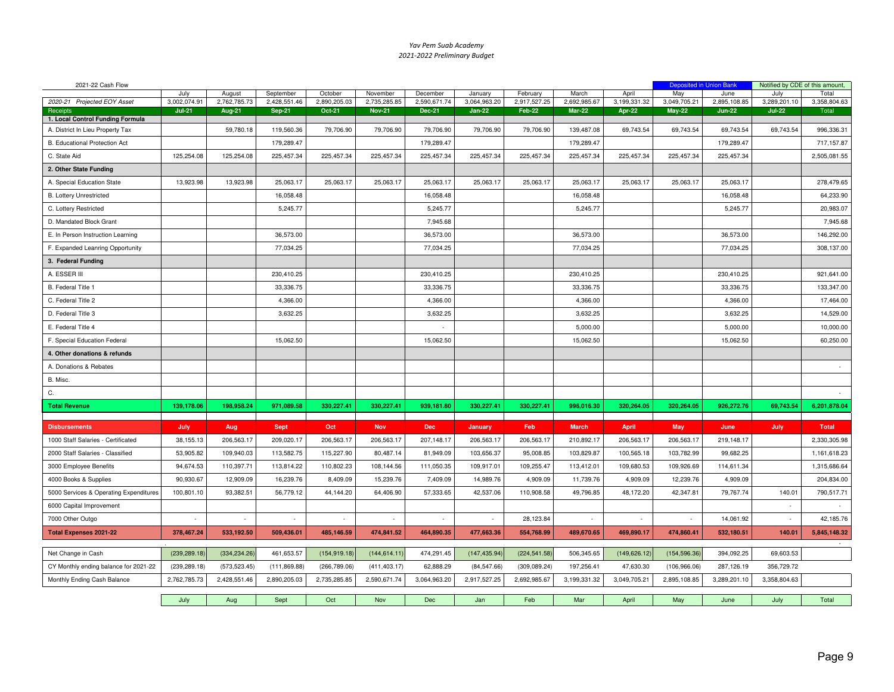*Yav Pem Suab Academy*

*2021-2022 Preliminary Budget*

| 2021-22 Cash Flow | | | | | | | | | | | Deposited in Union Bank | | Notified by CDE of this amount, | |
|---|---|---|---|---|---|---|---|---|---|---|---|---|---|---|
| | July | August | September | October | November | December | January | February | March | April | May | June | July | Total |
| 2020-21 Projected EOY Asset | 3,002,074.91 | 2,762,785.73 | 2,428,551.46 | 2,890,205.03 | 2,735,285.85 | 2,590,671.74 | 3,064,963.20 | 2,917,527.25 | 2,692,985.67 | 3,199,331.32 | 3,049,705.21 | 2,895,108.85 | 3,289,201.10 | 3,358,804.63 |
| Receipts | Jul-21 | Aug-21 | Sep-21 | Oct-21 | Nov-21 | Dec-21 | Jan-22 | Feb-22 | Mar-22 | Apr-22 | May-22 | Jun-22 | Jul-22 | Total |
| **1. Local Control Funding Formula** | | | | | | | | | | | | | | |
| A. District In Lieu Property Tax | | 59,780.18 | 119,560.36 | 79,706.90 | 79,706.90 | 79,706.90 | 79,706.90 | 79,706.90 | 139,487.08 | 69,743.54 | 69,743.54 | 69,743.54 | 69,743.54 | 996,336.31 |
| B. Educational Protection Act | | | 179,289.47 | | | 179,289.47 | | | 179,289.47 | | | 179,289.47 | | 717,157.87 |
| C. State Aid | 125,254.08 | 125,254.08 | 225,457.34 | 225,457.34 | 225,457.34 | 225,457.34 | 225,457.34 | 225,457.34 | 225,457.34 | 225,457.34 | 225,457.34 | 225,457.34 | | 2,505,081.55 |
| **2. Other State Funding** | | | | | | | | | | | | | | |
| A. Special Education State | 13,923.98 | 13,923.98 | 25,063.17 | 25,063.17 | 25,063.17 | 25,063.17 | 25,063.17 | 25,063.17 | 25,063.17 | 25,063.17 | 25,063.17 | 25,063.17 | | 278,479.65 |
| B. Lottery Unrestricted | | | 16,058.48 | | | 16,058.48 | | | 16,058.48 | | | 16,058.48 | | 64,233.90 |
| C. Lottery Restricted | | | 5,245.77 | | | 5,245.77 | | | 5,245.77 | | | 5,245.77 | | 20,983.07 |
| D. Mandated Block Grant | | | | | | 7,945.68 | | | | | | | | 7,945.68 |
| E. In Person Instruction Learning | | | 36,573.00 | | | 36,573.00 | | | 36,573.00 | | | 36,573.00 | | 146,292.00 |
| F. Expanded Leanring Opportunity | | | 77,034.25 | | | 77,034.25 | | | 77,034.25 | | | 77,034.25 | | 308,137.00 |
| **3. Federal Funding** | | | | | | | | | | | | | | |
| A. ESSER III | | | 230,410.25 | | | 230,410.25 | | | 230,410.25 | | | 230,410.25 | | 921,641.00 |
| B. Federal Title 1 | | | 33,336.75 | | | 33,336.75 | | | 33,336.75 | | | 33,336.75 | | 133,347.00 |
| C. Federal Title 2 | | | 4,366.00 | | | 4,366.00 | | | 4,366.00 | | | 4,366.00 | | 17,464.00 |
| D. Federal Title 3 | | | 3,632.25 | | | 3,632.25 | | | 3,632.25 | | | 3,632.25 | | 14,529.00 |
| E. Federal Title 4 | | | | | | - | | | 5,000.00 | | | 5,000.00 | | 10,000.00 |
| F. Special Education Federal | | | 15,062.50 | | | 15,062.50 | | | 15,062.50 | | | 15,062.50 | | 60,250.00 |
| **4. Other donations & refunds** | | | | | | | | | | | | | | |
| A. Donations & Rebates | | | | | | | | | | | | | | - |
| B. Misc. | | | | | | | | | | | | | | |
| C. | | | | | | | | | | | | | | - |
| **Total Revenue** | **139,178.06** | **198,958.24** | **971,089.58** | **330,227.41** | **330,227.41** | **939,181.80** | **330,227.41** | **330,227.41** | **996,016.30** | **320,264.05** | **320,264.05** | **926,272.76** | **69,743.54** | **6,201,878.04** |
| **Disbursements** | **July** | **Aug** | **Sept** | **Oct** | **Nov** | **Dec** | **January** | **Feb** | **March** | **April** | **May** | **June** | **July** | **Total** |
| 1000 Staff Salaries - Certificated | 38,155.13 | 206,563.17 | 209,020.17 | 206,563.17 | 206,563.17 | 207,148.17 | 206,563.17 | 206,563.17 | 210,892.17 | 206,563.17 | 206,563.17 | 219,148.17 | | 2,330,305.98 |
| 2000 Staff Salaries - Classified | 53,905.82 | 109,940.03 | 113,582.75 | 115,227.90 | 80,487.14 | 81,949.09 | 103,656.37 | 95,008.85 | 103,829.87 | 100,565.18 | 103,782.99 | 99,682.25 | | 1,161,618.23 |
| 3000 Employee Benefits | 94,674.53 | 110,397.71 | 113,814.22 | 110,802.23 | 108,144.56 | 111,050.35 | 109,917.01 | 109,255.47 | 113,412.01 | 109,680.53 | 109,926.69 | 114,611.34 | | 1,315,686.64 |
| 4000 Books & Supplies | 90,930.67 | 12,909.09 | 16,239.76 | 8,409.09 | 15,239.76 | 7,409.09 | 14,989.76 | 4,909.09 | 11,739.76 | 4,909.09 | 12,239.76 | 4,909.09 | | 204,834.00 |
| 5000 Services & Operating Expenditures | 100,801.10 | 93,382.51 | 56,779.12 | 44,144.20 | 64,406.90 | 57,333.65 | 42,537.06 | 110,908.58 | 49,796.85 | 48,172.20 | 42,347.81 | 79,767.74 | 140.01 | 790,517.71 |
| 6000 Capital Improvement | | | | | | | | | | | | | - | - |
| 7000 Other Outgo | - | - | - | - | - | - | - | 28,123.84 | - | - | - | 14,061.92 | - | 42,185.76 |
| **Total Expenses 2021-22** | **378,467.24** | **533,192.50** | **509,436.01** | **485,146.59** | **474,841.52** | **464,890.35** | **477,663.36** | **554,768.99** | **489,670.65** | **469,890.17** | **474,860.41** | **532,180.51** | **140.01** | **5,845,148.32** |
| Net Change in Cash | (239,289.18) | (334,234.26) | 461,653.57 | (154,919.18) | (144,614.11) | 474,291.45 | (147,435.94) | (224,541.58) | 506,345.65 | (149,626.12) | (154,596.36) | 394,092.25 | 69,603.53 | - |
| CY Monthly ending balance for 2021-22 | (239,289.18) | (573,523.45) | (111,869.88) | (266,789.06) | (411,403.17) | 62,888.29 | (84,547.66) | (309,089.24) | 197,256.41 | 47,630.30 | (106,966.06) | 287,126.19 | 356,729.72 | |
| Monthly Ending Cash Balance | 2,762,785.73 | 2,428,551.46 | 2,890,205.03 | 2,735,285.85 | 2,590,671.74 | 3,064,963.20 | 2,917,527.25 | 2,692,985.67 | 3,199,331.32 | 3,049,705.21 | 2,895,108.85 | 3,289,201.10 | 3,358,804.63 | |
| | July | Aug | Sept | Oct | Nov | Dec | Jan | Feb | Mar | April | May | June | July | Total |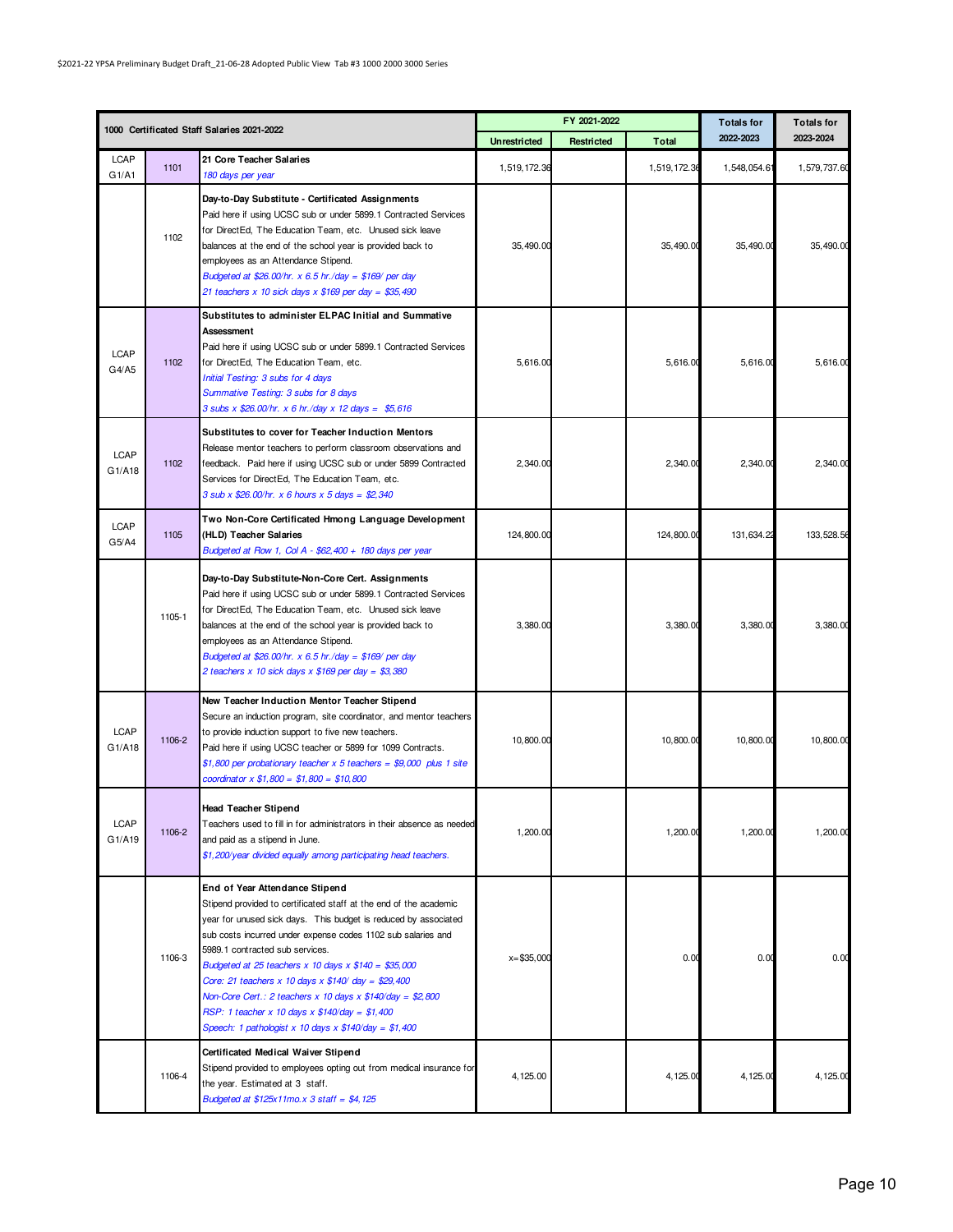| 1000 Certificated Staff Salaries 2021-2022 | | | FY 2021-2022 | | | Totals for 2022-2023 | Totals for 2023-2024 |
|---|---|---|---|---|---|---|---|
| | | | Unrestricted | Restricted | Total | | |
| LCAP G1/A1 | 1101 | **21 Core Teacher Salaries**<br>*180 days per year* | 1,519,172.36 | | 1,519,172.36 | 1,548,054.61 | 1,579,737.60 |
| | 1102 | **Day-to-Day Substitute - Certificated Assignments**<br>Paid here if using UCSC sub or under 5899.1 Contracted Services for DirectEd, The Education Team, etc. Unused sick leave balances at the end of the school year is provided back to employees as an Attendance Stipend.<br>*Budgeted at $26.00/hr. x 6.5 hr./day = $169/ per day*<br>*21 teachers x 10 sick days x $169 per day = $35,490* | 35,490.00 | | 35,490.00 | 35,490.00 | 35,490.00 |
| LCAP G4/A5 | 1102 | **Substitutes to administer ELPAC Initial and Summative Assessment**<br>Paid here if using UCSC sub or under 5899.1 Contracted Services for DirectEd, The Education Team, etc.<br>*Initial Testing: 3 subs for 4 days*<br>*Summative Testing: 3 subs for 8 days*<br>*3 subs x $26.00/hr. x 6 hr./day x 12 days = $5,616* | 5,616.00 | | 5,616.00 | 5,616.00 | 5,616.00 |
| LCAP G1/A18 | 1102 | **Substitutes to cover for Teacher Induction Mentors**<br>Release mentor teachers to perform classroom observations and feedback. Paid here if using UCSC sub or under 5899 Contracted Services for DirectEd, The Education Team, etc.<br>*3 sub x $26.00/hr. x 6 hours x 5 days = $2,340* | 2,340.00 | | 2,340.00 | 2,340.00 | 2,340.00 |
| LCAP G5/A4 | 1105 | **Two Non-Core Certificated Hmong Language Development (HLD) Teacher Salaries**<br>*Budgeted at Row 1, Col A - $62,400 + 180 days per year* | 124,800.00 | | 124,800.00 | 131,634.22 | 133,528.56 |
| | 1105-1 | **Day-to-Day Substitute-Non-Core Cert. Assignments**<br>Paid here if using UCSC sub or under 5899.1 Contracted Services for DirectEd, The Education Team, etc. Unused sick leave balances at the end of the school year is provided back to employees as an Attendance Stipend.<br>*Budgeted at $26.00/hr. x 6.5 hr./day = $169/ per day*<br>*2 teachers x 10 sick days x $169 per day = $3,380* | 3,380.00 | | 3,380.00 | 3,380.00 | 3,380.00 |
| LCAP G1/A18 | 1106-2 | **New Teacher Induction Mentor Teacher Stipend**<br>Secure an induction program, site coordinator, and mentor teachers to provide induction support to five new teachers.<br>Paid here if using UCSC teacher or 5899 for 1099 Contracts.<br>*$1,800 per probationary teacher x 5 teachers = $9,000 plus 1 site coordinator x $1,800 = $1,800 = $10,800* | 10,800.00 | | 10,800.00 | 10,800.00 | 10,800.00 |
| LCAP G1/A19 | 1106-2 | **Head Teacher Stipend**<br>Teachers used to fill in for administrators in their absence as needed and paid as a stipend in June.<br>*$1,200/year divided equally among participating head teachers.* | 1,200.00 | | 1,200.00 | 1,200.00 | 1,200.00 |
| | 1106-3 | **End of Year Attendance Stipend**<br>Stipend provided to certificated staff at the end of the academic year for unused sick days. This budget is reduced by associated sub costs incurred under expense codes 1102 sub salaries and 5989.1 contracted sub services.<br>*Budgeted at 25 teachers x 10 days x $140 = $35,000*<br>*Core: 21 teachers x 10 days x $140/ day = $29,400*<br>*Non-Core Cert.: 2 teachers x 10 days x $140/day = $2,800*<br>*RSP: 1 teacher x 10 days x $140/day = $1,400*<br>*Speech: 1 pathologist x 10 days x $140/day = $1,400* | x=$35,000 | | 0.00 | 0.00 | 0.00 |
| | 1106-4 | **Certificated Medical Waiver Stipend**<br>Stipend provided to employees opting out from medical insurance for the year. Estimated at 3 staff.<br>*Budgeted at $125x11mo.x 3 staff = $4,125* | 4,125.00 | | 4,125.00 | 4,125.00 | 4,125.00 |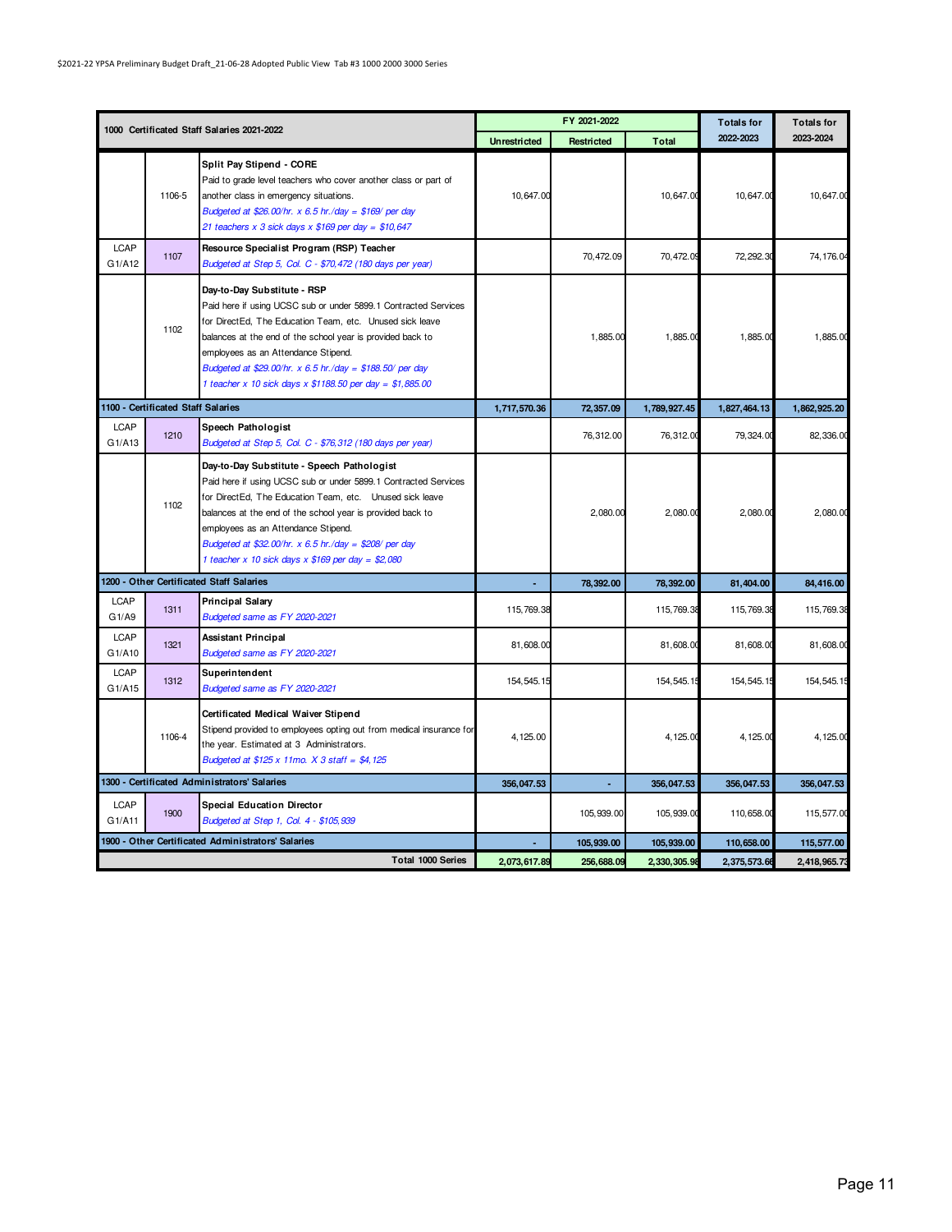| 1000 Certificated Staff Salaries 2021-2022 | | | FY 2021-2022 | | | Totals for | Totals for |
|---|---|---|---|---|---|---|---|
| | | | Unrestricted | Restricted | Total | 2022-2023 | 2023-2024 |
| | 1106-5 | **Split Pay Stipend - CORE**<br>Paid to grade level teachers who cover another class or part of another class in emergency situations.<br>*Budgeted at $26.00/hr. x 6.5 hr./day = $169/ per day*<br>*21 teachers x 3 sick days x $169 per day = $10,647* | 10,647.00 | | 10,647.00 | 10,647.00 | 10,647.00 |
| LCAP G1/A12 | 1107 | **Resource Specialist Program (RSP) Teacher**<br>*Budgeted at Step 5, Col. C - $70,472 (180 days per year)* | | 70,472.09 | 70,472.09 | 72,292.30 | 74,176.04 |
| | 1102 | **Day-to-Day Substitute - RSP**<br>Paid here if using UCSC sub or under 5899.1 Contracted Services for DirectEd, The Education Team, etc. Unused sick leave balances at the end of the school year is provided back to employees as an Attendance Stipend.<br>*Budgeted at $29.00/hr. x 6.5 hr./day = $188.50/ per day*<br>*1 teacher x 10 sick days x $1188.50 per day = $1,885.00* | | 1,885.00 | 1,885.00 | 1,885.00 | 1,885.00 |
| **1100 - Certificated Staff Salaries** | | | **1,717,570.36** | **72,357.09** | **1,789,927.45** | **1,827,464.13** | **1,862,925.20** |
| LCAP G1/A13 | 1210 | **Speech Pathologist**<br>*Budgeted at Step 5, Col. C - $76,312 (180 days per year)* | | 76,312.00 | 76,312.00 | 79,324.00 | 82,336.00 |
| | 1102 | **Day-to-Day Substitute - Speech Pathologist**<br>Paid here if using UCSC sub or under 5899.1 Contracted Services for DirectEd, The Education Team, etc. Unused sick leave balances at the end of the school year is provided back to employees as an Attendance Stipend.<br>*Budgeted at $32.00/hr. x 6.5 hr./day = $208/ per day*<br>*1 teacher x 10 sick days x $169 per day = $2,080* | | 2,080.00 | 2,080.00 | 2,080.00 | 2,080.00 |
| **1200 - Other Certificated Staff Salaries** | | | **-** | **78,392.00** | **78,392.00** | **81,404.00** | **84,416.00** |
| LCAP G1/A9 | 1311 | **Principal Salary**<br>*Budgeted same as FY 2020-2021* | 115,769.38 | | 115,769.38 | 115,769.38 | 115,769.38 |
| LCAP G1/A10 | 1321 | **Assistant Principal**<br>*Budgeted same as FY 2020-2021* | 81,608.00 | | 81,608.00 | 81,608.00 | 81,608.00 |
| LCAP G1/A15 | 1312 | **Superintendent**<br>*Budgeted same as FY 2020-2021* | 154,545.15 | | 154,545.15 | 154,545.15 | 154,545.15 |
| | 1106-4 | **Certificated Medical Waiver Stipend**<br>Stipend provided to employees opting out from medical insurance for the year. Estimated at 3 Administrators.<br>*Budgeted at $125 x 11mo. X 3 staff = $4,125* | 4,125.00 | | 4,125.00 | 4,125.00 | 4,125.00 |
| **1300 - Certificated Administrators' Salaries** | | | **356,047.53** | **-** | **356,047.53** | **356,047.53** | **356,047.53** |
| LCAP G1/A11 | 1900 | **Special Education Director**<br>*Budgeted at Step 1, Col. 4 - $105,939* | | 105,939.00 | 105,939.00 | 110,658.00 | 115,577.00 |
| **1900 - Other Certificated Administrators' Salaries** | | | **-** | **105,939.00** | **105,939.00** | **110,658.00** | **115,577.00** |
| | | **Total 1000 Series** | **2,073,617.89** | **256,688.09** | **2,330,305.98** | **2,375,573.66** | **2,418,965.73** |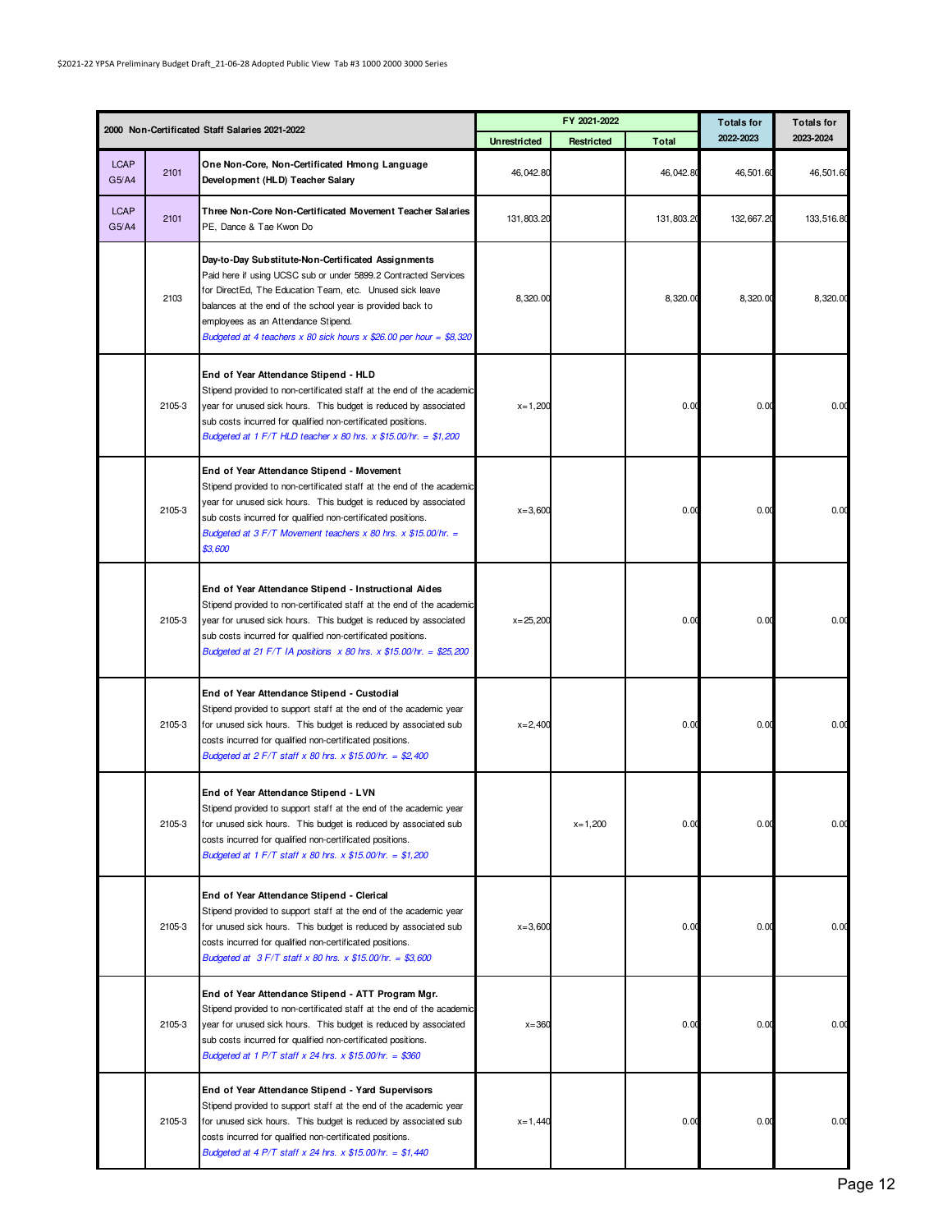| 2000 Non-Certificated Staff Salaries 2021-2022 | | | FY 2021-2022 | | | Totals for 2022-2023 | Totals for 2023-2024 |
|---|---|---|---|---|---|---|---|
| | | | Unrestricted | Restricted | Total | | |
| LCAP G5/A4 | 2101 | **One Non-Core, Non-Certificated Hmong Language Development (HLD) Teacher Salary** | 46,042.80 | | 46,042.80 | 46,501.60 | 46,501.60 |
| LCAP G5/A4 | 2101 | **Three Non-Core Non-Certificated Movement Teacher Salaries** PE, Dance & Tae Kwon Do | 131,803.20 | | 131,803.20 | 132,667.20 | 133,516.80 |
| | 2103 | **Day-to-Day Substitute-Non-Certificated Assignments** Paid here if using UCSC sub or under 5899.2 Contracted Services for DirectEd, The Education Team, etc. Unused sick leave balances at the end of the school year is provided back to employees as an Attendance Stipend. *Budgeted at 4 teachers x 80 sick hours x $26.00 per hour = $8,320* | 8,320.00 | | 8,320.00 | 8,320.00 | 8,320.00 |
| | 2105-3 | **End of Year Attendance Stipend - HLD** Stipend provided to non-certificated staff at the end of the academic year for unused sick hours. This budget is reduced by associated sub costs incurred for qualified non-certificated positions. *Budgeted at 1 F/T HLD teacher x 80 hrs. x $15.00/hr. = $1,200* | x=1,200 | | 0.00 | 0.00 | 0.00 |
| | 2105-3 | **End of Year Attendance Stipend - Movement** Stipend provided to non-certificated staff at the end of the academic year for unused sick hours. This budget is reduced by associated sub costs incurred for qualified non-certificated positions. *Budgeted at 3 F/T Movement teachers x 80 hrs. x $15.00/hr. = $3,600* | x=3,600 | | 0.00 | 0.00 | 0.00 |
| | 2105-3 | **End of Year Attendance Stipend - Instructional Aides** Stipend provided to non-certificated staff at the end of the academic year for unused sick hours. This budget is reduced by associated sub costs incurred for qualified non-certificated positions. *Budgeted at 21 F/T IA positions x 80 hrs. x $15.00/hr. = $25,200* | x=25,200 | | 0.00 | 0.00 | 0.00 |
| | 2105-3 | **End of Year Attendance Stipend - Custodial** Stipend provided to support staff at the end of the academic year for unused sick hours. This budget is reduced by associated sub costs incurred for qualified non-certificated positions. *Budgeted at 2 F/T staff x 80 hrs. x $15.00/hr. = $2,400* | x=2,400 | | 0.00 | 0.00 | 0.00 |
| | 2105-3 | **End of Year Attendance Stipend - LVN** Stipend provided to support staff at the end of the academic year for unused sick hours. This budget is reduced by associated sub costs incurred for qualified non-certificated positions. *Budgeted at 1 F/T staff x 80 hrs. x $15.00/hr. = $1,200* | | x=1,200 | 0.00 | 0.00 | 0.00 |
| | 2105-3 | **End of Year Attendance Stipend - Clerical** Stipend provided to support staff at the end of the academic year for unused sick hours. This budget is reduced by associated sub costs incurred for qualified non-certificated positions. *Budgeted at 3 F/T staff x 80 hrs. x $15.00/hr. = $3,600* | x=3,600 | | 0.00 | 0.00 | 0.00 |
| | 2105-3 | **End of Year Attendance Stipend - ATT Program Mgr.** Stipend provided to non-certificated staff at the end of the academic year for unused sick hours. This budget is reduced by associated sub costs incurred for qualified non-certificated positions. *Budgeted at 1 P/T staff x 24 hrs. x $15.00/hr. = $360* | x=360 | | 0.00 | 0.00 | 0.00 |
| | 2105-3 | **End of Year Attendance Stipend - Yard Supervisors** Stipend provided to support staff at the end of the academic year for unused sick hours. This budget is reduced by associated sub costs incurred for qualified non-certificated positions. *Budgeted at 4 P/T staff x 24 hrs. x $15.00/hr. = $1,440* | x=1,440 | | 0.00 | 0.00 | 0.00 |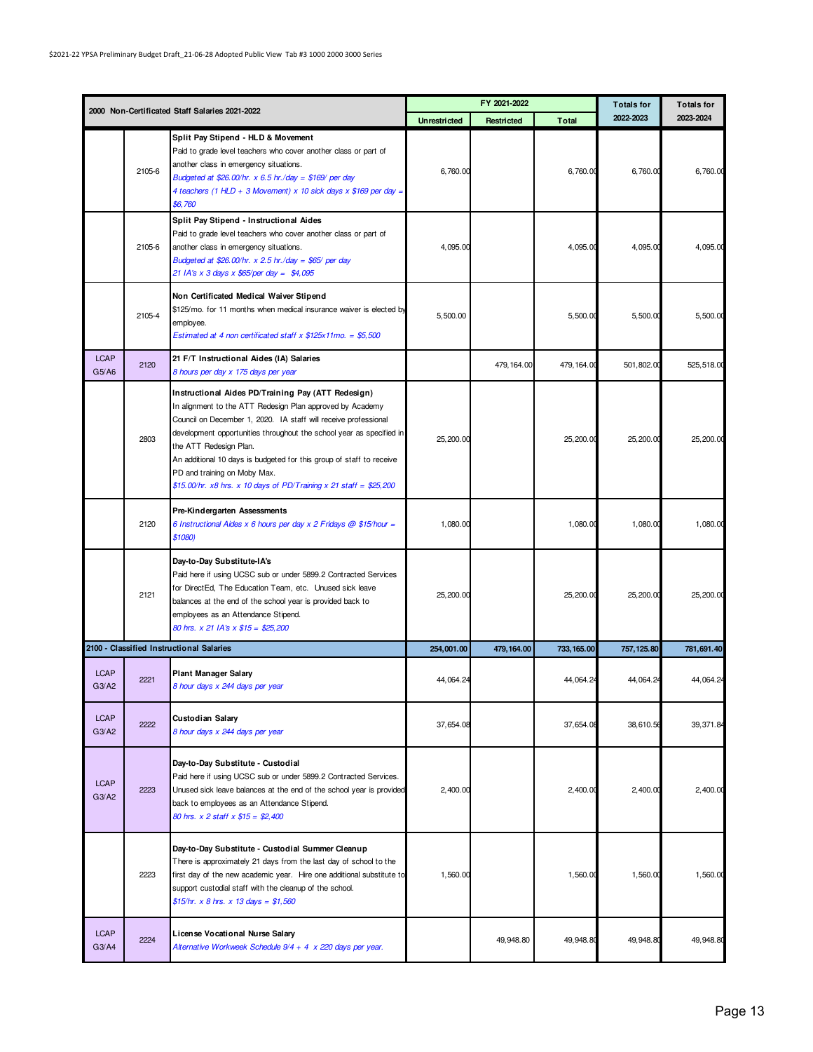| 2000 Non-Certificated Staff Salaries 2021-2022 | | | FY 2021-2022 | | | Totals for | Totals for |
|---|---|---|---|---|---|---|---|
| | | | Unrestricted | Restricted | Total | 2022-2023 | 2023-2024 |
| | 2105-6 | **Split Pay Stipend - HLD & Movement**<br>Paid to grade level teachers who cover another class or part of another class in emergency situations.<br>*Budgeted at $26.00/hr. x 6.5 hr./day = $169/ per day*<br>*4 teachers (1 HLD + 3 Movement) x 10 sick days x $169 per day = $6,760* | 6,760.00 | | 6,760.00 | 6,760.00 | 6,760.00 |
| | 2105-6 | **Split Pay Stipend - Instructional Aides**<br>Paid to grade level teachers who cover another class or part of another class in emergency situations.<br>*Budgeted at $26.00/hr. x 2.5 hr./day = $65/ per day*<br>*21 IA's x 3 days x $65/per day = $4,095* | 4,095.00 | | 4,095.00 | 4,095.00 | 4,095.00 |
| | 2105-4 | **Non Certificated Medical Waiver Stipend**<br>$125/mo. for 11 months when medical insurance waiver is elected by employee.<br>*Estimated at 4 non certificated staff x $125x11mo. = $5,500* | 5,500.00 | | 5,500.00 | 5,500.00 | 5,500.00 |
| LCAP G5/A6 | 2120 | **21 F/T Instructional Aides (IA) Salaries**<br>*8 hours per day x 175 days per year* | | 479,164.00 | 479,164.00 | 501,802.00 | 525,518.00 |
| | 2803 | **Instructional Aides PD/Training Pay (ATT Redesign)**<br>In alignment to the ATT Redesign Plan approved by Academy Council on December 1, 2020. IA staff will receive professional development opportunities throughout the school year as specified in the ATT Redesign Plan.<br>An additional 10 days is budgeted for this group of staff to receive PD and training on Moby Max.<br>*$15.00/hr. x8 hrs. x 10 days of PD/Training x 21 staff = $25,200* | 25,200.00 | | 25,200.00 | 25,200.00 | 25,200.00 |
| | 2120 | **Pre-Kindergarten Assessments**<br>*6 Instructional Aides x 6 hours per day x 2 Fridays @ $15/hour = ($1080)* | 1,080.00 | | 1,080.00 | 1,080.00 | 1,080.00 |
| | 2121 | **Day-to-Day Substitute-IA's**<br>Paid here if using UCSC sub or under 5899.2 Contracted Services for DirectEd, The Education Team, etc. Unused sick leave balances at the end of the school year is provided back to employees as an Attendance Stipend.<br>*80 hrs. x 21 IA's x $15 = $25,200* | 25,200.00 | | 25,200.00 | 25,200.00 | 25,200.00 |
| **2100 - Classified Instructional Salaries** | | | **254,001.00** | **479,164.00** | **733,165.00** | **757,125.80** | **781,691.40** |
| LCAP G3/A2 | 2221 | **Plant Manager Salary**<br>*8 hour days x 244 days per year* | 44,064.24 | | 44,064.24 | 44,064.24 | 44,064.24 |
| LCAP G3/A2 | 2222 | **Custodian Salary**<br>*8 hour days x 244 days per year* | 37,654.08 | | 37,654.08 | 38,610.56 | 39,371.84 |
| LCAP G3/A2 | 2223 | **Day-to-Day Substitute - Custodial**<br>Paid here if using UCSC sub or under 5899.2 Contracted Services. Unused sick leave balances at the end of the school year is provided back to employees as an Attendance Stipend.<br>*80 hrs. x 2 staff x $15 = $2,400* | 2,400.00 | | 2,400.00 | 2,400.00 | 2,400.00 |
| | 2223 | **Day-to-Day Substitute - Custodial Summer Cleanup**<br>There is approximately 21 days from the last day of school to the first day of the new academic year. Hire one additional substitute to support custodial staff with the cleanup of the school.<br>*$15/hr. x 8 hrs. x 13 days = $1,560* | 1,560.00 | | 1,560.00 | 1,560.00 | 1,560.00 |
| LCAP G3/A4 | 2224 | **License Vocational Nurse Salary**<br>*Alternative Workweek Schedule 9/4 + 4 x 220 days per year.* | | 49,948.80 | 49,948.80 | 49,948.80 | 49,948.80 |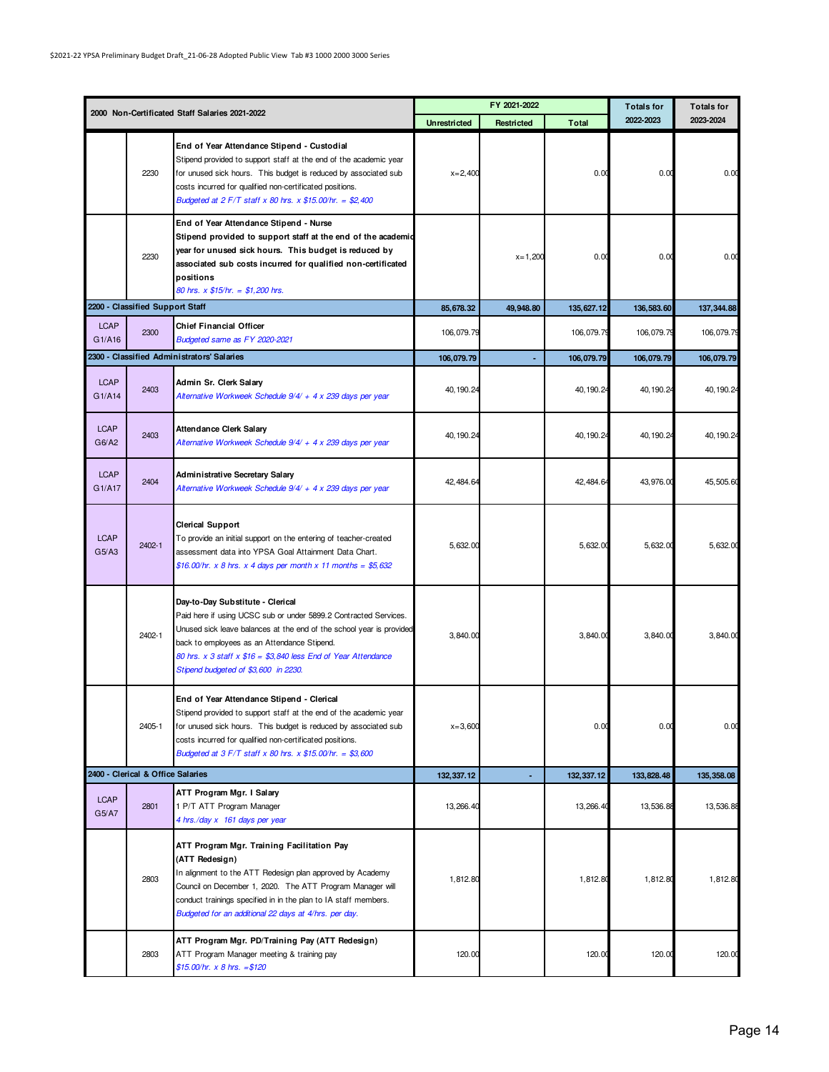| 2000 Non-Certificated Staff Salaries 2021-2022 | | | FY 2021-2022 | | | Totals for | Totals for |
|---|---|---|---|---|---|---|---|
| | | | Unrestricted | Restricted | Total | 2022-2023 | 2023-2024 |
| | 2230 | **End of Year Attendance Stipend - Custodial**<br>Stipend provided to support staff at the end of the academic year for unused sick hours. This budget is reduced by associated sub costs incurred for qualified non-certificated positions.<br>*Budgeted at 2 F/T staff x 80 hrs. x $15.00/hr. = $2,400* | x=2,400 | | 0.00 | 0.00 | 0.00 |
| | 2230 | **End of Year Attendance Stipend - Nurse**<br>**Stipend provided to support staff at the end of the academic year for unused sick hours. This budget is reduced by associated sub costs incurred for qualified non-certificated positions**<br>*80 hrs. x $15/hr. = $1,200 hrs.* | | x=1,200 | 0.00 | 0.00 | 0.00 |
| **2200 - Classified Support Staff** | | | **85,678.32** | **49,948.80** | **135,627.12** | **136,583.60** | **137,344.88** |
| LCAP G1/A16 | 2300 | **Chief Financial Officer**<br>*Budgeted same as FY 2020-2021* | 106,079.79 | | 106,079.79 | 106,079.79 | 106,079.79 |
| **2300 - Classified Administrators' Salaries** | | | **106,079.79** | **-** | **106,079.79** | **106,079.79** | **106,079.79** |
| LCAP G1/A14 | 2403 | **Admin Sr. Clerk Salary**<br>*Alternative Workweek Schedule 9/4/ + 4 x 239 days per year* | 40,190.24 | | 40,190.24 | 40,190.24 | 40,190.24 |
| LCAP G6/A2 | 2403 | **Attendance Clerk Salary**<br>*Alternative Workweek Schedule 9/4/ + 4 x 239 days per year* | 40,190.24 | | 40,190.24 | 40,190.24 | 40,190.24 |
| LCAP G1/A17 | 2404 | **Administrative Secretary Salary**<br>*Alternative Workweek Schedule 9/4/ + 4 x 239 days per year* | 42,484.64 | | 42,484.64 | 43,976.00 | 45,505.60 |
| LCAP G5/A3 | 2402-1 | **Clerical Support**<br>To provide an initial support on the entering of teacher-created assessment data into YPSA Goal Attainment Data Chart.<br>*$16.00/hr. x 8 hrs. x 4 days per month x 11 months = $5,632* | 5,632.00 | | 5,632.00 | 5,632.00 | 5,632.00 |
| | 2402-1 | **Day-to-Day Substitute - Clerical**<br>Paid here if using UCSC sub or under 5899.2 Contracted Services. Unused sick leave balances at the end of the school year is provided back to employees as an Attendance Stipend.<br>*80 hrs. x 3 staff x $16 = $3,840 less End of Year Attendance Stipend budgeted of $3,600 in 2230.* | 3,840.00 | | 3,840.00 | 3,840.00 | 3,840.00 |
| | 2405-1 | **End of Year Attendance Stipend - Clerical**<br>Stipend provided to support staff at the end of the academic year for unused sick hours. This budget is reduced by associated sub costs incurred for qualified non-certificated positions.<br>*Budgeted at 3 F/T staff x 80 hrs. x $15.00/hr. = $3,600* | x=3,600 | | 0.00 | 0.00 | 0.00 |
| **2400 - Clerical & Office Salaries** | | | **132,337.12** | **-** | **132,337.12** | **133,828.48** | **135,358.08** |
| LCAP G5/A7 | 2801 | **ATT Program Mgr. I Salary**<br>1 P/T ATT Program Manager<br>*4 hrs./day x 161 days per year* | 13,266.40 | | 13,266.40 | 13,536.88 | 13,536.88 |
| | 2803 | **ATT Program Mgr. Training Facilitation Pay (ATT Redesign)**<br>In alignment to the ATT Redesign plan approved by Academy Council on December 1, 2020. The ATT Program Manager will conduct trainings specified in in the plan to IA staff members.<br>*Budgeted for an additional 22 days at 4/hrs. per day.* | 1,812.80 | | 1,812.80 | 1,812.80 | 1,812.80 |
| | 2803 | **ATT Program Mgr. PD/Training Pay (ATT Redesign)**<br>ATT Program Manager meeting & training pay<br>*$15.00/hr. x 8 hrs. =$120* | 120.00 | | 120.00 | 120.00 | 120.00 |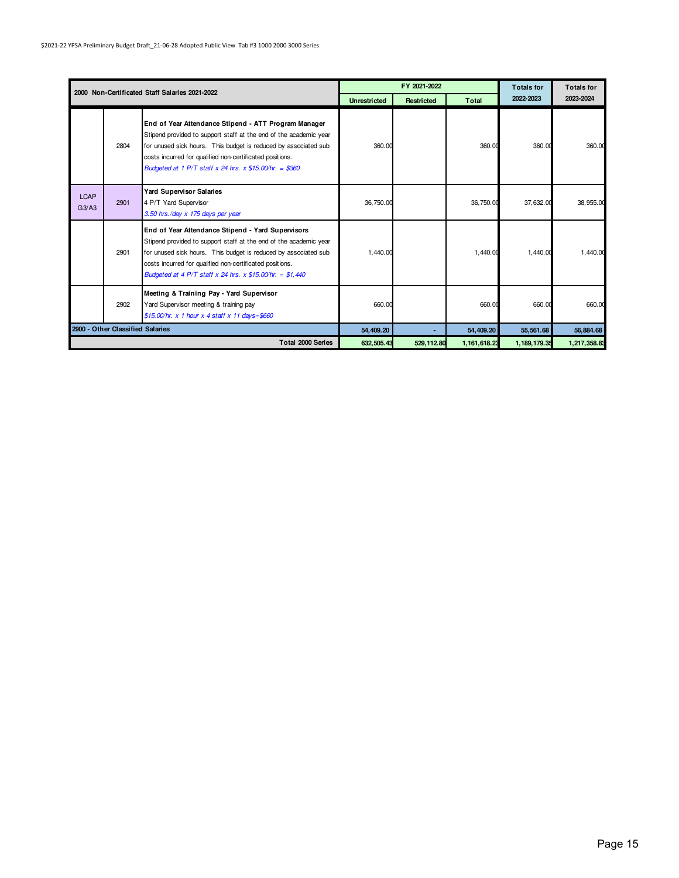| 2000 Non-Certificated Staff Salaries 2021-2022 | | | FY 2021-2022 | | | Totals for | Totals for |
|---|---|---|---|---|---|---|---|
| | | | Unrestricted | Restricted | Total | 2022-2023 | 2023-2024 |
| | 2804 | **End of Year Attendance Stipend - ATT Program Manager** Stipend provided to support staff at the end of the academic year for unused sick hours. This budget is reduced by associated sub costs incurred for qualified non-certificated positions. *Budgeted at 1 P/T staff x 24 hrs. x $15.00/hr. = $360* | 360.00 | | 360.00 | 360.00 | 360.00 |
| LCAP G3/A3 | 2901 | **Yard Supervisor Salaries** 4 P/T Yard Supervisor *3.50 hrs./day x 175 days per year* | 36,750.00 | | 36,750.00 | 37,632.00 | 38,955.00 |
| | 2901 | **End of Year Attendance Stipend - Yard Supervisors** Stipend provided to support staff at the end of the academic year for unused sick hours. This budget is reduced by associated sub costs incurred for qualified non-certificated positions. *Budgeted at 4 P/T staff x 24 hrs. x $15.00/hr. = $1,440* | 1,440.00 | | 1,440.00 | 1,440.00 | 1,440.00 |
| | 2902 | **Meeting & Training Pay - Yard Supervisor** Yard Supervisor meeting & training pay *$15.00/hr. x 1 hour x 4 staff x 11 days=$660* | 660.00 | | 660.00 | 660.00 | 660.00 |
| **2900 - Other Classified Salaries** | | | **54,409.20** | **-** | **54,409.20** | **55,561.68** | **56,884.68** |
| | | **Total 2000 Series** | **632,505.43** | **529,112.80** | **1,161,618.23** | **1,189,179.35** | **1,217,358.83** |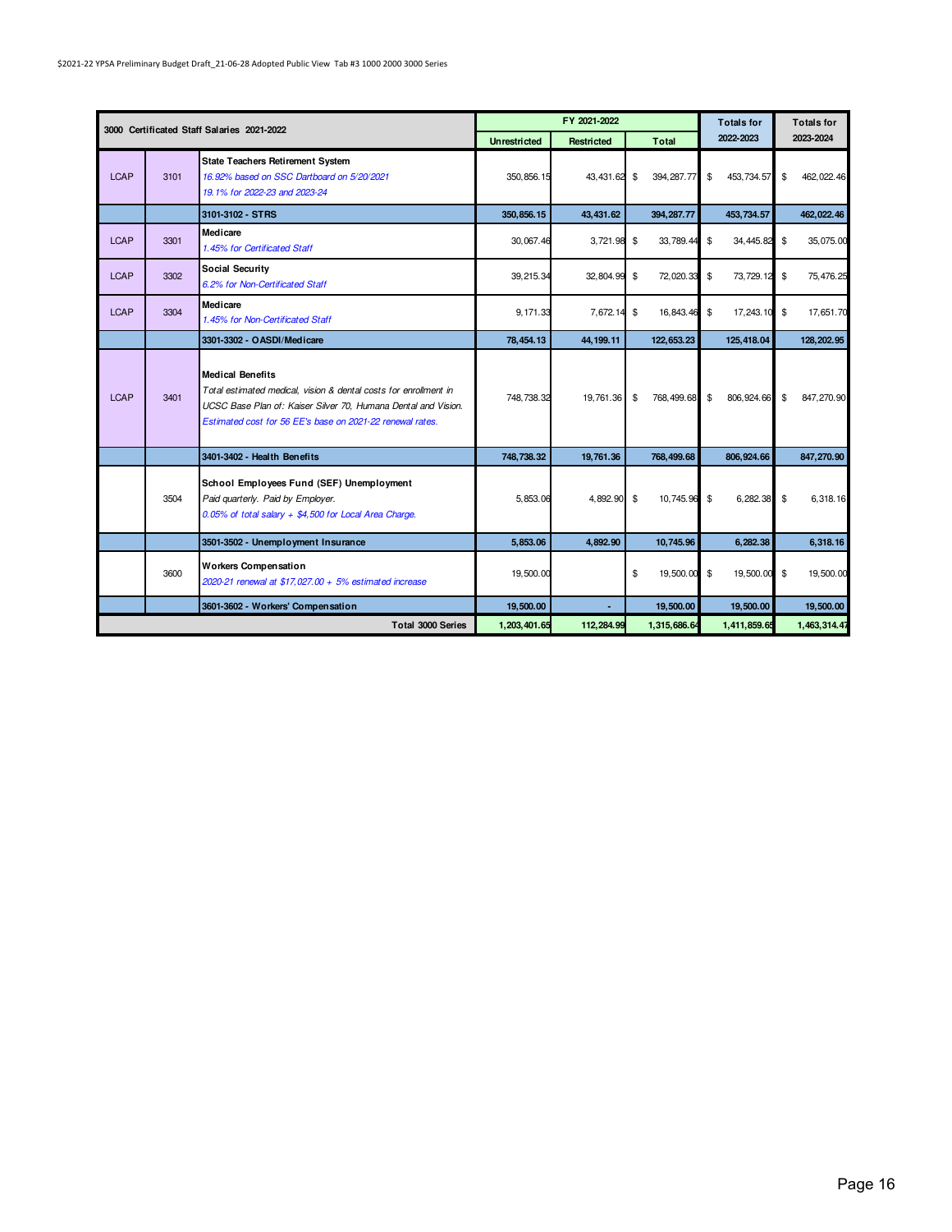| 3000 Certificated Staff Salaries 2021-2022 | | | FY 2021-2022 | | | Totals for 2022-2023 | Totals for 2023-2024 |
|---|---|---|---|---|---|---|---|
| | | | Unrestricted | Restricted | Total | | |
| LCAP | 3101 | **State Teachers Retirement System** *16.92% based on SSC Dartboard on 5/20/2021* *19.1% for 2022-23 and 2023-24* | 350,856.15 | 43,431.62 | $ 394,287.77 | $ 453,734.57 | $ 462,022.46 |
| | | **3101-3102 - STRS** | **350,856.15** | **43,431.62** | **394,287.77** | **453,734.57** | **462,022.46** |
| LCAP | 3301 | **Medicare** *1.45% for Certificated Staff* | 30,067.46 | 3,721.98 | $ 33,789.44 | $ 34,445.82 | $ 35,075.00 |
| LCAP | 3302 | **Social Security** *6.2% for Non-Certificated Staff* | 39,215.34 | 32,804.99 | $ 72,020.33 | $ 73,729.12 | $ 75,476.25 |
| LCAP | 3304 | **Medicare** *1.45% for Non-Certificated Staff* | 9,171.33 | 7,672.14 | $ 16,843.46 | $ 17,243.10 | $ 17,651.70 |
| | | **3301-3302 - OASDI/Medicare** | **78,454.13** | **44,199.11** | **122,653.23** | **125,418.04** | **128,202.95** |
| LCAP | 3401 | **Medical Benefits** *Total estimated medical, vision & dental costs for enrollment in UCSC Base Plan of: Kaiser Silver 70, Humana Dental and Vision.* *Estimated cost for 56 EE's base on 2021-22 renewal rates.* | 748,738.32 | 19,761.36 | $ 768,499.68 | $ 806,924.66 | $ 847,270.90 |
| | | **3401-3402 - Health Benefits** | **748,738.32** | **19,761.36** | **768,499.68** | **806,924.66** | **847,270.90** |
| | 3504 | **School Employees Fund (SEF) Unemployment** *Paid quarterly. Paid by Employer.* *0.05% of total salary + $4,500 for Local Area Charge.* | 5,853.06 | 4,892.90 | $ 10,745.96 | $ 6,282.38 | $ 6,318.16 |
| | | **3501-3502 - Unemployment Insurance** | **5,853.06** | **4,892.90** | **10,745.96** | **6,282.38** | **6,318.16** |
| | 3600 | **Workers Compensation** *2020-21 renewal at $17,027.00 + 5% estimated increase* | 19,500.00 | | $ 19,500.00 | $ 19,500.00 | $ 19,500.00 |
| | | **3601-3602 - Workers' Compensation** | **19,500.00** | **-** | **19,500.00** | **19,500.00** | **19,500.00** |
| | | **Total 3000 Series** | **1,203,401.65** | **112,284.99** | **1,315,686.64** | **1,411,859.65** | **1,463,314.47** |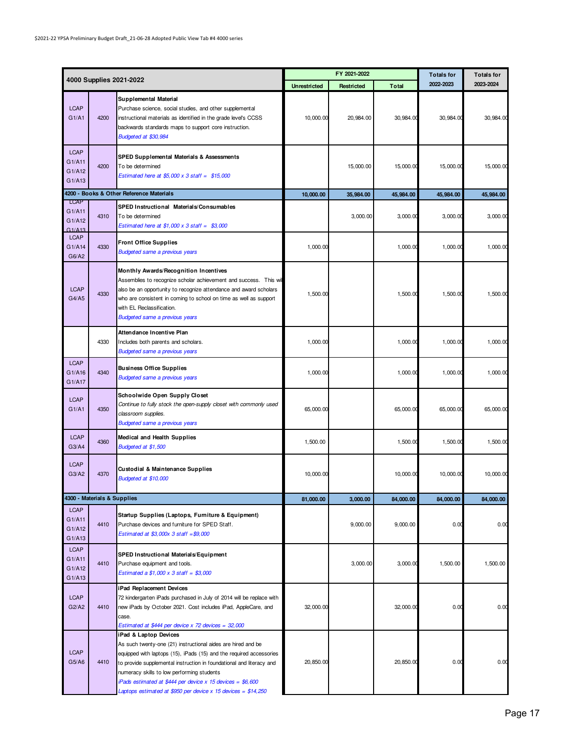$2021-22 YPSA Preliminary Budget Draft_21-06-28 Adopted Public View Tab #4 4000 series

| 4000 Supplies 2021-2022 | | | FY 2021-2022 | | | Totals for | Totals for |
|---|---|---|---|---|---|---|---|
| | | | Unrestricted | Restricted | Total | 2022-2023 | 2023-2024 |
| LCAP G1/A1 | 4200 | **Supplemental Material** Purchase science, social studies, and other supplemental instructional materials as identified in the grade level's CCSS backwards standards maps to support core instruction. *Budgeted at $30,984* | 10,000.00 | 20,984.00 | 30,984.00 | 30,984.00 | 30,984.00 |
| LCAP G1/A11 G1/A12 G1/A13 | 4200 | **SPED Supplemental Materials & Assessments** To be determined *Estimated here at $5,000 x 3 staff = $15,000* | | 15,000.00 | 15,000.00 | 15,000.00 | 15,000.00 |
| **4200 - Books & Other Reference Materials** | | | **10,000.00** | **35,984.00** | **45,984.00** | **45,984.00** | **45,984.00** |
| LCAP G1/A11 G1/A12 G1/A13 | 4310 | **SPED Instructional Materials/Consumables** To be determined *Estimated here at $1,000 x 3 staff = $3,000* | | 3,000.00 | 3,000.00 | 3,000.00 | 3,000.00 |
| LCAP G1/A14 G6/A2 | 4330 | **Front Office Supplies** *Budgeted same a previous years* | 1,000.00 | | 1,000.00 | 1,000.00 | 1,000.00 |
| LCAP G4/A5 | 4330 | **Monthly Awards/Recognition Incentives** Assemblies to recognize scholar achievement and success. This will also be an opportunity to recognize attendance and award scholars who are consistent in coming to school on time as well as support with EL Reclassification. *Budgeted same a previous years* | 1,500.00 | | 1,500.00 | 1,500.00 | 1,500.00 |
| | 4330 | **Attendance Incentive Plan** Includes both parents and scholars. *Budgeted same a previous years* | 1,000.00 | | 1,000.00 | 1,000.00 | 1,000.00 |
| LCAP G1/A16 G1/A17 | 4340 | **Business Office Supplies** *Budgeted same a previous years* | 1,000.00 | | 1,000.00 | 1,000.00 | 1,000.00 |
| LCAP G1/A1 | 4350 | **Schoolwide Open Supply Closet** *Continue to fully stock the open-supply closet with commonly used classroom supplies.* *Budgeted same a previous years* | 65,000.00 | | 65,000.00 | 65,000.00 | 65,000.00 |
| LCAP G3/A4 | 4360 | **Medical and Health Supplies** *Budgeted at $1,500* | 1,500.00 | | 1,500.00 | 1,500.00 | 1,500.00 |
| LCAP G3/A2 | 4370 | **Custodial & Maintenance Supplies** *Budgeted at $10,000* | 10,000.00 | | 10,000.00 | 10,000.00 | 10,000.00 |
| **4300 - Materials & Supplies** | | | **81,000.00** | **3,000.00** | **84,000.00** | **84,000.00** | **84,000.00** |
| LCAP G1/A11 G1/A12 G1/A13 | 4410 | **Startup Supplies (Laptops, Furniture & Equipment)** Purchase devices and furniture for SPED Staff. *Estimated at $3,000x 3 staff =$9,000* | | 9,000.00 | 9,000.00 | 0.00 | 0.00 |
| LCAP G1/A11 G1/A12 G1/A13 | 4410 | **SPED Instructional Materials/Equipment** Purchase equipment and tools. *Estimated a $1,000 x 3 staff = $3,000* | | 3,000.00 | 3,000.00 | 1,500.00 | 1,500.00 |
| LCAP G2/A2 | 4410 | **iPad Replacement Devices** 72 kindergarten iPads purchased in July of 2014 will be replace with new iPads by October 2021. Cost includes iPad, AppleCare, and case. *Estimated at $444 per device x 72 devices = 32,000* | 32,000.00 | | 32,000.00 | 0.00 | 0.00 |
| LCAP G5/A6 | 4410 | **iPad & Laptop Devices** As such twenty-one (21) instructional aides are hired and be equipped with laptops (15), iPads (15) and the required accessories to provide supplemental instruction in foundational and literacy and numeracy skills to low performing students *iPads estimated at $444 per device x 15 devices = $6,600* *Laptops estimated at $950 per device x 15 devices = $14,250* | 20,850.00 | | 20,850.00 | 0.00 | 0.00 |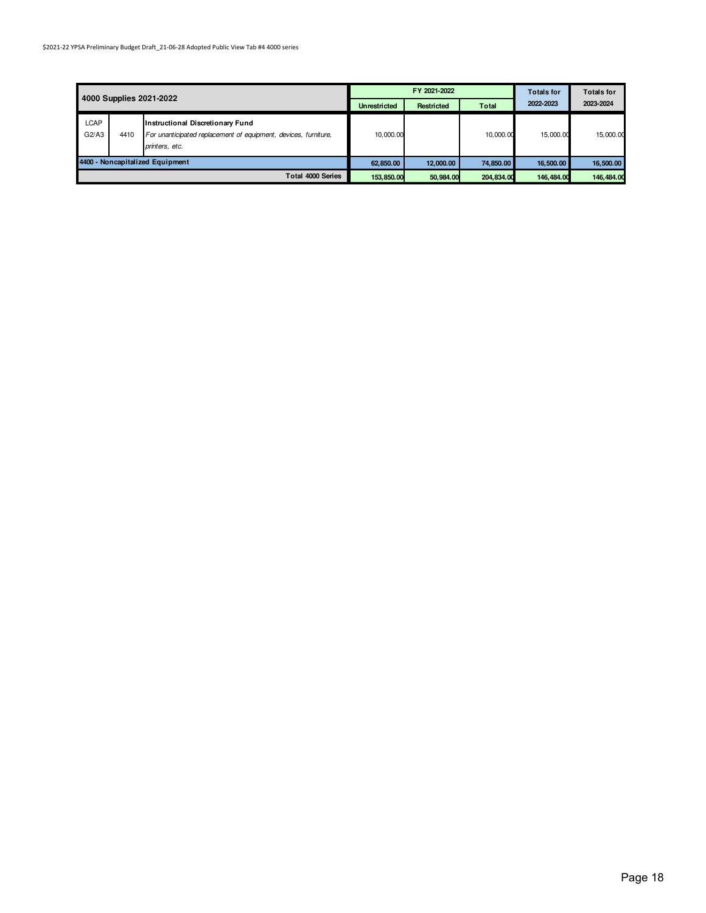| 4000 Supplies 2021-2022 | | | FY 2021-2022 | | | Totals for 2022-2023 | Totals for 2023-2024 |
|---|---|---|---|---|---|---|---|
| | | | Unrestricted | Restricted | Total | | |
| LCAP G2/A3 | 4410 | **Instructional Discretionary Fund** *For unanticipated replacement of equipment, devices, furniture, printers, etc.* | 10,000.00 | | 10,000.00 | 15,000.00 | 15,000.00 |
| **4400 - Noncapitalized Equipment** | | | **62,850.00** | **12,000.00** | **74,850.00** | **16,500.00** | **16,500.00** |
| | | **Total 4000 Series** | **153,850.00** | **50,984.00** | **204,834.00** | **146,484.00** | **146,484.00** |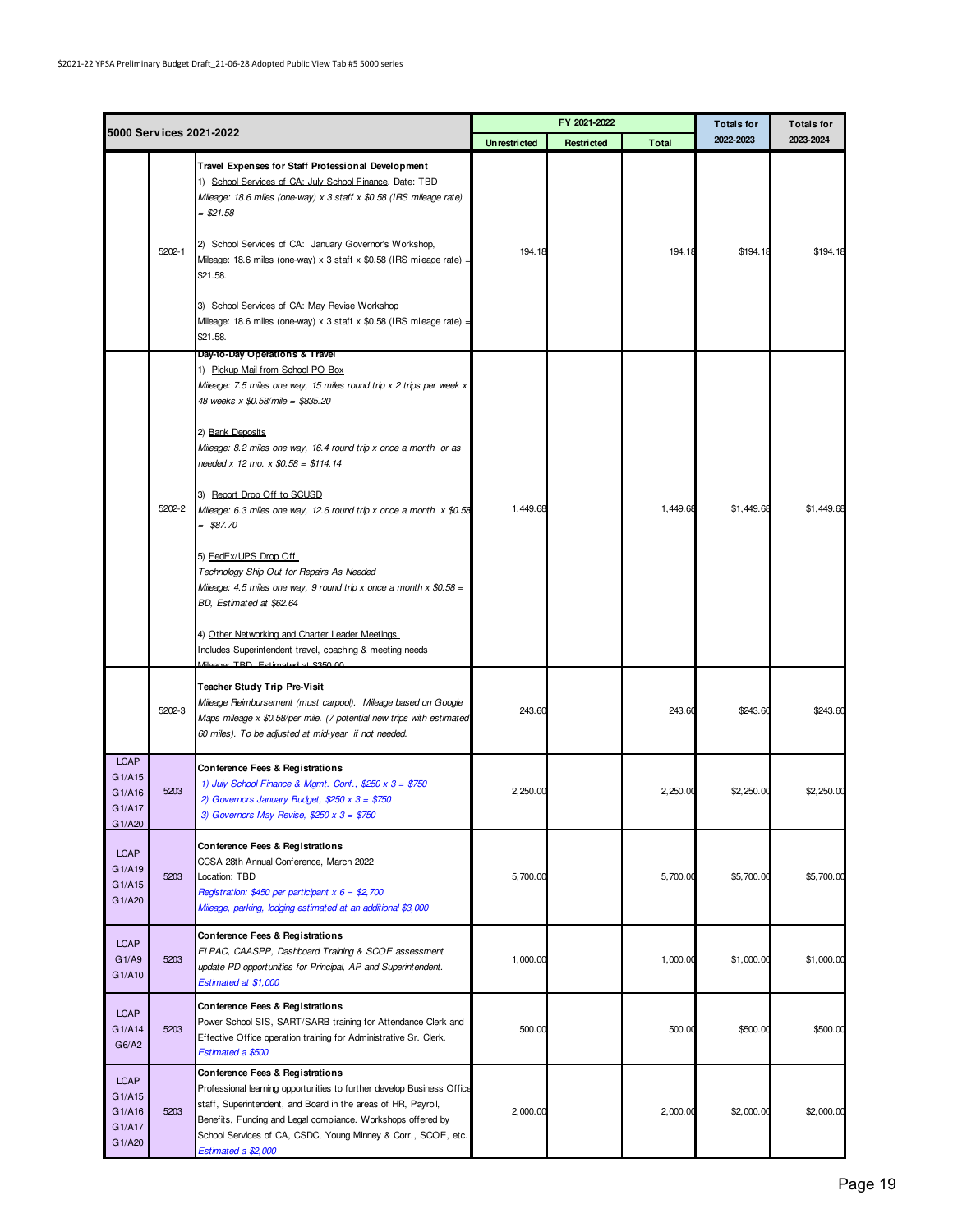| 5000 Services 2021-2022 | | | FY 2021-2022 | | | Totals for 2022-2023 | Totals for 2023-2024 |
|---|---|---|---|---|---|---|---|
| | | | Unrestricted | Restricted | Total | | |
| | 5202-1 | **Travel Expenses for Staff Professional Development**<br>1) School Services of CA: July School Finance, Date: TBD<br>*Mileage: 18.6 miles (one-way) x 3 staff x $0.58 (IRS mileage rate) = $21.58*<br><br>2) School Services of CA: January Governor's Workshop, Mileage: 18.6 miles (one-way) x 3 staff x $0.58 (IRS mileage rate) = $21.58.<br><br>3) School Services of CA: May Revise Workshop<br>Mileage: 18.6 miles (one-way) x 3 staff x $0.58 (IRS mileage rate) = $21.58. | 194.18 | | 194.18 | $194.18 | $194.18 |
| | 5202-2 | **Day-to-Day Operations & Travel**<br>1) Pickup Mail from School PO Box<br>*Mileage: 7.5 miles one way, 15 miles round trip x 2 trips per week x 48 weeks x $0.58/mile = $835.20*<br><br>2) Bank Deposits<br>*Mileage: 8.2 miles one way, 16.4 round trip x once a month or as needed x 12 mo. x $0.58 = $114.14*<br><br>3) Report Drop Off to SCUSD<br>*Mileage: 6.3 miles one way, 12.6 round trip x once a month x $0.58 = $87.70*<br><br>5) FedEx/UPS Drop Off<br>*Technology Ship Out for Repairs As Needed*<br>*Mileage: 4.5 miles one way, 9 round trip x once a month x $0.58 = BD, Estimated at $62.64*<br><br>4) Other Networking and Charter Leader Meetings<br>Includes Superintendent travel, coaching & meeting needs<br>Mileage: TBD, Estimated at $350.00 | 1,449.68 | | 1,449.68 | $1,449.68 | $1,449.68 |
| | 5202-3 | **Teacher Study Trip Pre-Visit**<br>*Mileage Reimbursement (must carpool). Mileage based on Google Maps mileage x $0.58/per mile. (7 potential new trips with estimated 60 miles). To be adjusted at mid-year if not needed.* | 243.60 | | 243.60 | $243.60 | $243.60 |
| LCAP G1/A15 G1/A16 G1/A17 G1/A20 | 5203 | **Conference Fees & Registrations**<br>*1) July School Finance & Mgmt. Conf., $250 x 3 = $750*<br>*2) Governors January Budget, $250 x 3 = $750*<br>*3) Governors May Revise, $250 x 3 = $750* | 2,250.00 | | 2,250.00 | $2,250.00 | $2,250.00 |
| LCAP G1/A19 G1/A15 G1/A20 | 5203 | **Conference Fees & Registrations**<br>CCSA 28th Annual Conference, March 2022<br>Location: TBD<br>*Registration: $450 per participant x 6 = $2,700*<br>*Mileage, parking, lodging estimated at an additional $3,000* | 5,700.00 | | 5,700.00 | $5,700.00 | $5,700.00 |
| LCAP G1/A9 G1/A10 | 5203 | **Conference Fees & Registrations**<br>*ELPAC, CAASPP, Dashboard Training & SCOE assessment update PD opportunities for Principal, AP and Superintendent.*<br>*Estimated at $1,000* | 1,000.00 | | 1,000.00 | $1,000.00 | $1,000.00 |
| LCAP G1/A14 G6/A2 | 5203 | **Conference Fees & Registrations**<br>Power School SIS, SART/SARB training for Attendance Clerk and Effective Office operation training for Administrative Sr. Clerk.<br>*Estimated a $500* | 500.00 | | 500.00 | $500.00 | $500.00 |
| LCAP G1/A15 G1/A16 G1/A17 G1/A20 | 5203 | **Conference Fees & Registrations**<br>Professional learning opportunities to further develop Business Office staff, Superintendent, and Board in the areas of HR, Payroll, Benefits, Funding and Legal compliance. Workshops offered by School Services of CA, CSDC, Young Minney & Corr., SCOE, etc.<br>*Estimated a $2,000* | 2,000.00 | | 2,000.00 | $2,000.00 | $2,000.00 |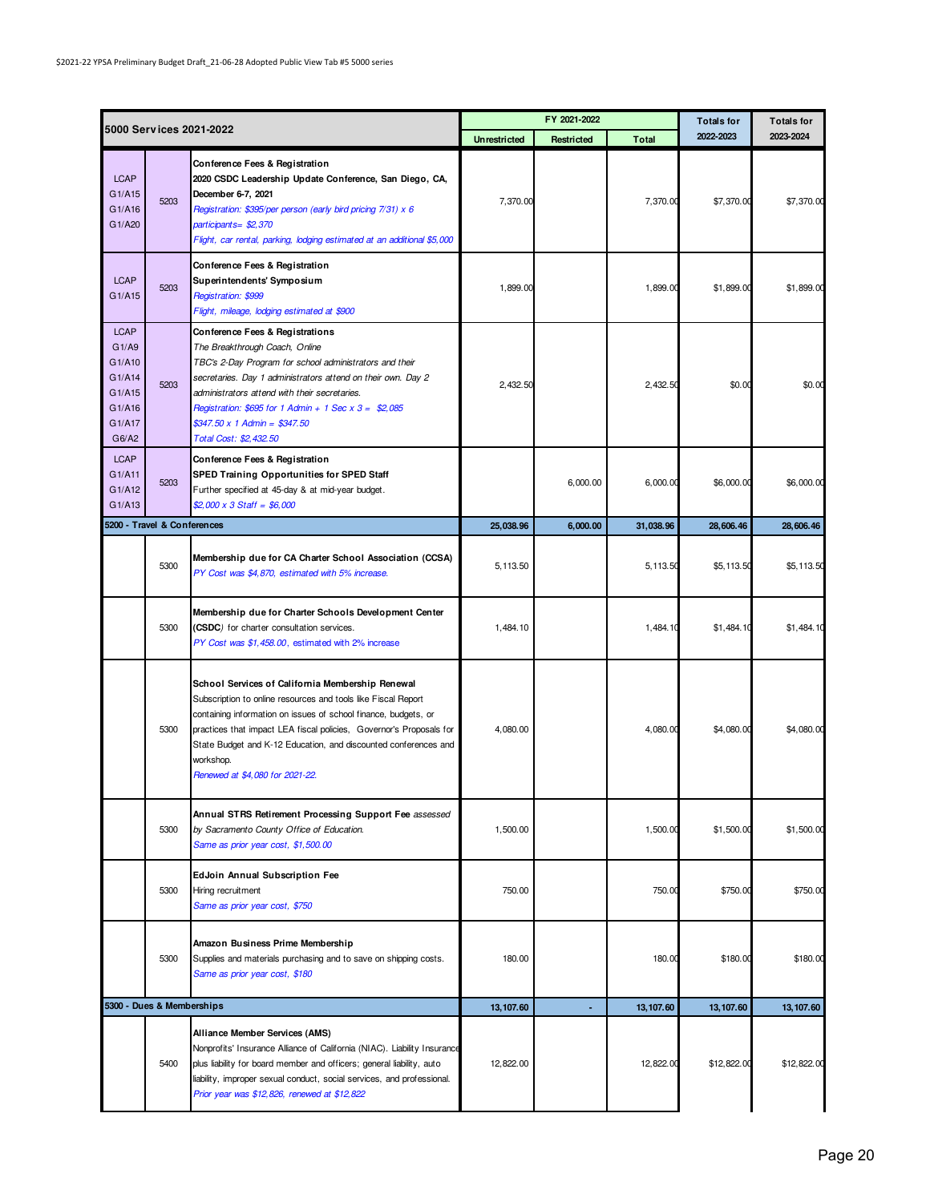| 5000 Services 2021-2022 | | | FY 2021-2022 | | | Totals for 2022-2023 | Totals for 2023-2024 |
|---|---|---|---|---|---|---|---|
| | | | Unrestricted | Restricted | Total | | |
| LCAP G1/A15 G1/A16 G1/A20 | 5203 | **Conference Fees & Registration**<br>**2020 CSDC Leadership Update Conference, San Diego, CA, December 6-7, 2021**<br>*Registration: $395/per person (early bird pricing 7/31) x 6 participants= $2,370*<br>*Flight, car rental, parking, lodging estimated at an additional $5,000* | 7,370.00 | | 7,370.00 | $7,370.00 | $7,370.00 |
| LCAP G1/A15 | 5203 | **Conference Fees & Registration**<br>**Superintendents' Symposium**<br>*Registration: $999*<br>*Flight, mileage, lodging estimated at $900* | 1,899.00 | | 1,899.00 | $1,899.00 | $1,899.00 |
| LCAP G1/A9 G1/A10 G1/A14 G1/A15 G1/A16 G1/A17 G6/A2 | 5203 | **Conference Fees & Registrations**<br>*The Breakthrough Coach, Online*<br>*TBC's 2-Day Program for school administrators and their secretaries. Day 1 administrators attend on their own. Day 2 administrators attend with their secretaries.*<br>*Registration: $695 for 1 Admin + 1 Sec x 3 = $2,085*<br>*$347.50 x 1 Admin = $347.50*<br>*Total Cost: $2,432.50* | 2,432.50 | | 2,432.50 | $0.00 | $0.00 |
| LCAP G1/A11 G1/A12 G1/A13 | 5203 | **Conference Fees & Registration**<br>**SPED Training Opportunities for SPED Staff**<br>Further specified at 45-day & at mid-year budget.<br>*$2,000 x 3 Staff = $6,000* | | 6,000.00 | 6,000.00 | $6,000.00 | $6,000.00 |
| **5200 - Travel & Conferences** | | | **25,038.96** | **6,000.00** | **31,038.96** | **28,606.46** | **28,606.46** |
| | 5300 | **Membership due for CA Charter School Association (CCSA)**<br>*PY Cost was $4,870, estimated with 5% increase.* | 5,113.50 | | 5,113.50 | $5,113.50 | $5,113.50 |
| | 5300 | **Membership due for Charter Schools Development Center (CSDC)** for charter consultation services.<br>*PY Cost was $1,458.00, estimated with 2% increase* | 1,484.10 | | 1,484.10 | $1,484.10 | $1,484.10 |
| | 5300 | **School Services of California Membership Renewal**<br>Subscription to online resources and tools like Fiscal Report containing information on issues of school finance, budgets, or practices that impact LEA fiscal policies, Governor's Proposals for State Budget and K-12 Education, and discounted conferences and workshop.<br>*Renewed at $4,080 for 2021-22.* | 4,080.00 | | 4,080.00 | $4,080.00 | $4,080.00 |
| | 5300 | **Annual STRS Retirement Processing Support Fee** *assessed by Sacramento County Office of Education.*<br>*Same as prior year cost, $1,500.00* | 1,500.00 | | 1,500.00 | $1,500.00 | $1,500.00 |
| | 5300 | **EdJoin Annual Subscription Fee**<br>Hiring recruitment<br>*Same as prior year cost, $750* | 750.00 | | 750.00 | $750.00 | $750.00 |
| | 5300 | **Amazon Business Prime Membership**<br>Supplies and materials purchasing and to save on shipping costs.<br>*Same as prior year cost, $180* | 180.00 | | 180.00 | $180.00 | $180.00 |
| **5300 - Dues & Memberships** | | | **13,107.60** | **-** | **13,107.60** | **13,107.60** | **13,107.60** |
| | 5400 | **Alliance Member Services (AMS)**<br>Nonprofits' Insurance Alliance of California (NIAC). Liability Insurance plus liability for board member and officers; general liability, auto liability, improper sexual conduct, social services, and professional.<br>*Prior year was $12,826, renewed at $12,822* | 12,822.00 | | 12,822.00 | $12,822.00 | $12,822.00 |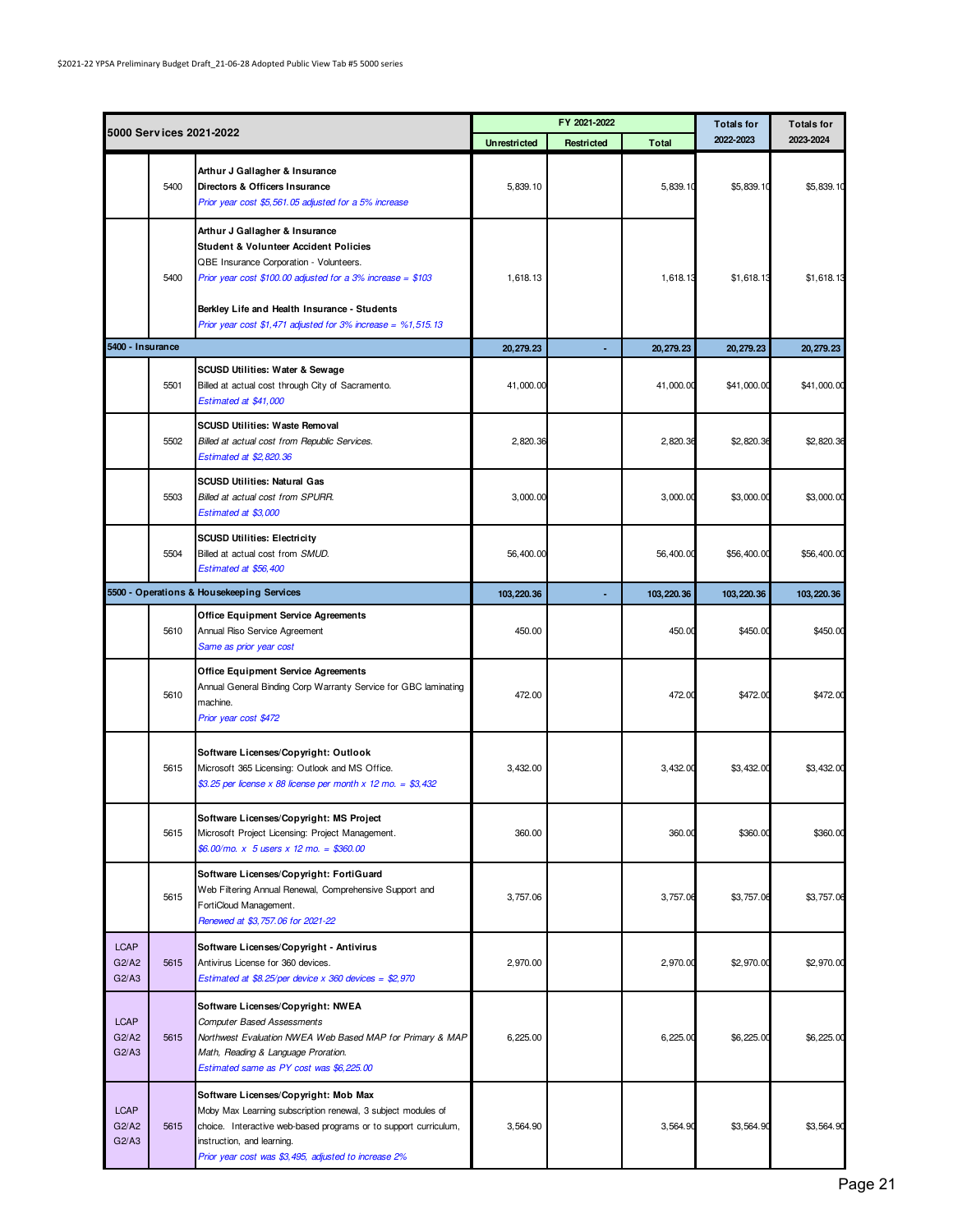| 5000 Services 2021-2022 | | | FY 2021-2022 | | | Totals for | Totals for |
|---|---|---|---|---|---|---|---|
| | | | Unrestricted | Restricted | Total | 2022-2023 | 2023-2024 |
| | 5400 | **Arthur J Gallagher & Insurance**<br>**Directors & Officers Insurance**<br>*Prior year cost $5,561.05 adjusted for a 5% increase* | 5,839.10 | | 5,839.10 | $5,839.10 | $5,839.10 |
| | 5400 | **Arthur J Gallagher & Insurance**<br>**Student & Volunteer Accident Policies**<br>QBE Insurance Corporation - Volunteers.<br>*Prior year cost $100.00 adjusted for a 3% increase = $103*<br><br>**Berkley Life and Health Insurance - Students**<br>*Prior year cost $1,471 adjusted for 3% increase = %1,515.13* | 1,618.13 | | 1,618.13 | $1,618.13 | $1,618.13 |
| **5400 - Insurance** | | | **20,279.23** | **-** | **20,279.23** | **20,279.23** | **20,279.23** |
| | 5501 | **SCUSD Utilities: Water & Sewage**<br>Billed at actual cost through City of Sacramento.<br>*Estimated at $41,000* | 41,000.00 | | 41,000.00 | $41,000.00 | $41,000.00 |
| | 5502 | **SCUSD Utilities: Waste Removal**<br>*Billed at actual cost from Republic Services.*<br>*Estimated at $2,820.36* | 2,820.36 | | 2,820.36 | $2,820.36 | $2,820.36 |
| | 5503 | **SCUSD Utilities: Natural Gas**<br>*Billed at actual cost from SPURR.*<br>*Estimated at $3,000* | 3,000.00 | | 3,000.00 | $3,000.00 | $3,000.00 |
| | 5504 | **SCUSD Utilities: Electricity**<br>Billed at actual cost from *SMUD.*<br>*Estimated at $56,400* | 56,400.00 | | 56,400.00 | $56,400.00 | $56,400.00 |
| **5500 - Operations & Housekeeping Services** | | | **103,220.36** | **-** | **103,220.36** | **103,220.36** | **103,220.36** |
| | 5610 | **Office Equipment Service Agreements**<br>Annual Riso Service Agreement<br>*Same as prior year cost* | 450.00 | | 450.00 | $450.00 | $450.00 |
| | 5610 | **Office Equipment Service Agreements**<br>Annual General Binding Corp Warranty Service for GBC laminating machine.<br>*Prior year cost $472* | 472.00 | | 472.00 | $472.00 | $472.00 |
| | 5615 | **Software Licenses/Copyright: Outlook**<br>Microsoft 365 Licensing: Outlook and MS Office.<br>*$3.25 per license x 88 license per month x 12 mo. = $3,432* | 3,432.00 | | 3,432.00 | $3,432.00 | $3,432.00 |
| | 5615 | **Software Licenses/Copyright: MS Project**<br>Microsoft Project Licensing: Project Management.<br>*$6.00/mo. x 5 users x 12 mo. = $360.00* | 360.00 | | 360.00 | $360.00 | $360.00 |
| | 5615 | **Software Licenses/Copyright: FortiGuard**<br>Web Filtering Annual Renewal, Comprehensive Support and FortiCloud Management.<br>*Renewed at $3,757.06 for 2021-22* | 3,757.06 | | 3,757.06 | $3,757.06 | $3,757.06 |
| LCAP G2/A2 G2/A3 | 5615 | **Software Licenses/Copyright - Antivirus**<br>Antivirus License for 360 devices.<br>*Estimated at $8.25/per device x 360 devices = $2,970* | 2,970.00 | | 2,970.00 | $2,970.00 | $2,970.00 |
| LCAP G2/A2 G2/A3 | 5615 | **Software Licenses/Copyright: NWEA**<br>*Computer Based Assessments*<br>*Northwest Evaluation NWEA Web Based MAP for Primary & MAP Math, Reading & Language Proration.*<br>*Estimated same as PY cost was $6,225.00* | 6,225.00 | | 6,225.00 | $6,225.00 | $6,225.00 |
| LCAP G2/A2 G2/A3 | 5615 | **Software Licenses/Copyright: Mob Max**<br>Moby Max Learning subscription renewal, 3 subject modules of choice. Interactive web-based programs or to support curriculum, instruction, and learning.<br>*Prior year cost was $3,495, adjusted to increase 2%* | 3,564.90 | | 3,564.90 | $3,564.90 | $3,564.90 |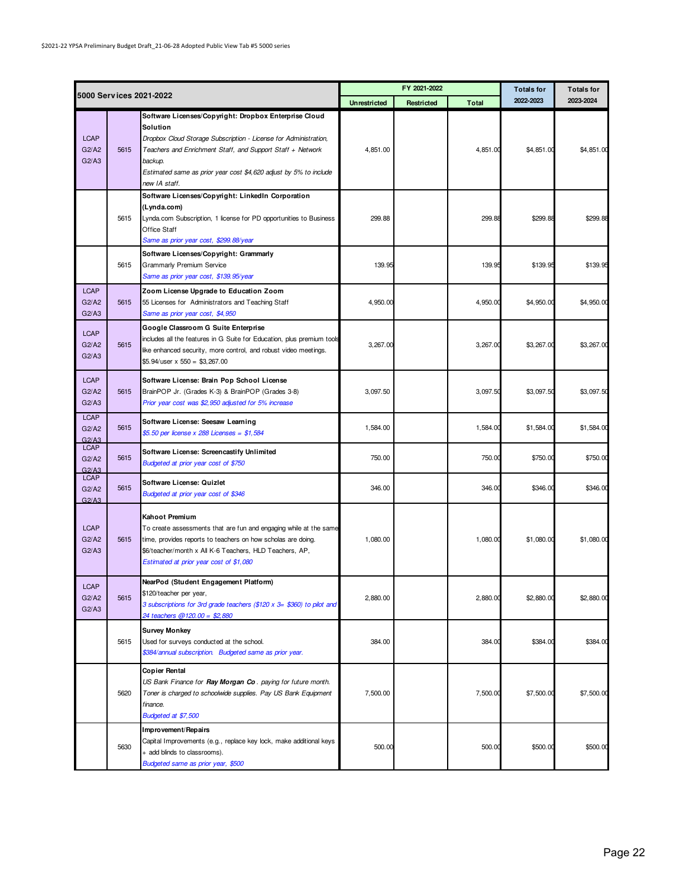$2021-22 YPSA Preliminary Budget Draft_21-06-28 Adopted Public View Tab #5 5000 series

| 5000 Services 2021-2022 | | | FY 2021-2022 | | | Totals for | Totals for |
|---|---|---|---|---|---|---|---|
| | | | Unrestricted | Restricted | Total | 2022-2023 | 2023-2024 |
| LCAP G2/A2 G2/A3 | 5615 | **Software Licenses/Copyright: Dropbox Enterprise Cloud Solution**<br>*Dropbox Cloud Storage Subscription - License for Administration, Teachers and Enrichment Staff, and Support Staff + Network backup.*<br>*Estimated same as prior year cost $4,620 adjust by 5% to include new IA staff.* | 4,851.00 | | 4,851.00 | $4,851.00 | $4,851.00 |
| | 5615 | **Software Licenses/Copyright: LinkedIn Corporation (Lynda.com)**<br>Lynda.com Subscription, 1 license for PD opportunities to Business Office Staff<br>*Same as prior year cost, $299.88/year* | 299.88 | | 299.88 | $299.88 | $299.88 |
| | 5615 | **Software Licenses/Copyright: Grammarly**<br>Grammarly Premium Service<br>*Same as prior year cost, $139.95/year* | 139.95 | | 139.95 | $139.95 | $139.95 |
| LCAP G2/A2 G2/A3 | 5615 | **Zoom License Upgrade to Education Zoom**<br>55 Licenses for Administrators and Teaching Staff<br>*Same as prior year cost, $4,950* | 4,950.00 | | 4,950.00 | $4,950.00 | $4,950.00 |
| LCAP G2/A2 G2/A3 | 5615 | **Google Classroom G Suite Enterprise**<br>includes all the features in G Suite for Education, plus premium tools like enhanced security, more control, and robust video meetings.<br>$5.94/user x 550 = $3,267.00 | 3,267.00 | | 3,267.00 | $3,267.00 | $3,267.00 |
| LCAP G2/A2 G2/A3 | 5615 | **Software License: Brain Pop School License**<br>BrainPOP Jr. (Grades K-3) & BrainPOP (Grades 3-8)<br>*Prior year cost was $2,950 adjusted for 5% increase* | 3,097.50 | | 3,097.50 | $3,097.50 | $3,097.50 |
| LCAP G2/A2 G2/A3 | 5615 | **Software License: Seesaw Learning**<br>*$5.50 per license x 288 Licenses = $1,584* | 1,584.00 | | 1,584.00 | $1,584.00 | $1,584.00 |
| LCAP G2/A2 G2/A3 | 5615 | **Software License: Screencastify Unlimited**<br>*Budgeted at prior year cost of $750* | 750.00 | | 750.00 | $750.00 | $750.00 |
| LCAP G2/A2 G2/A3 | 5615 | **Software License: Quizlet**<br>*Budgeted at prior year cost of $346* | 346.00 | | 346.00 | $346.00 | $346.00 |
| LCAP G2/A2 G2/A3 | 5615 | **Kahoot Premium**<br>To create assessments that are fun and engaging while at the same time, provides reports to teachers on how scholas are doing.<br>$6/teacher/month x All K-6 Teachers, HLD Teachers, AP,<br>*Estimated at prior year cost of $1,080* | 1,080.00 | | 1,080.00 | $1,080.00 | $1,080.00 |
| LCAP G2/A2 G2/A3 | 5615 | **NearPod (Student Engagement Platform)**<br>$120/teacher per year,<br>*3 subscriptions for 3rd grade teachers ($120 x 3= $360) to pilot and 24 teachers @120.00 = $2,880* | 2,880.00 | | 2,880.00 | $2,880.00 | $2,880.00 |
| | 5615 | **Survey Monkey**<br>Used for surveys conducted at the school.<br>*$384/annual subscription. Budgeted same as prior year.* | 384.00 | | 384.00 | $384.00 | $384.00 |
| | 5620 | **Copier Rental**<br>*US Bank Finance for **Ray Morgan Co**. paying for future month. Toner is charged to schoolwide supplies. Pay US Bank Equipment finance.*<br>*Budgeted at $7,500* | 7,500.00 | | 7,500.00 | $7,500.00 | $7,500.00 |
| | 5630 | **Improvement/Repairs**<br>Capital Improvements (e.g., replace key lock, make additional keys + add blinds to classrooms).<br>*Budgeted same as prior year, $500* | 500.00 | | 500.00 | $500.00 | $500.00 |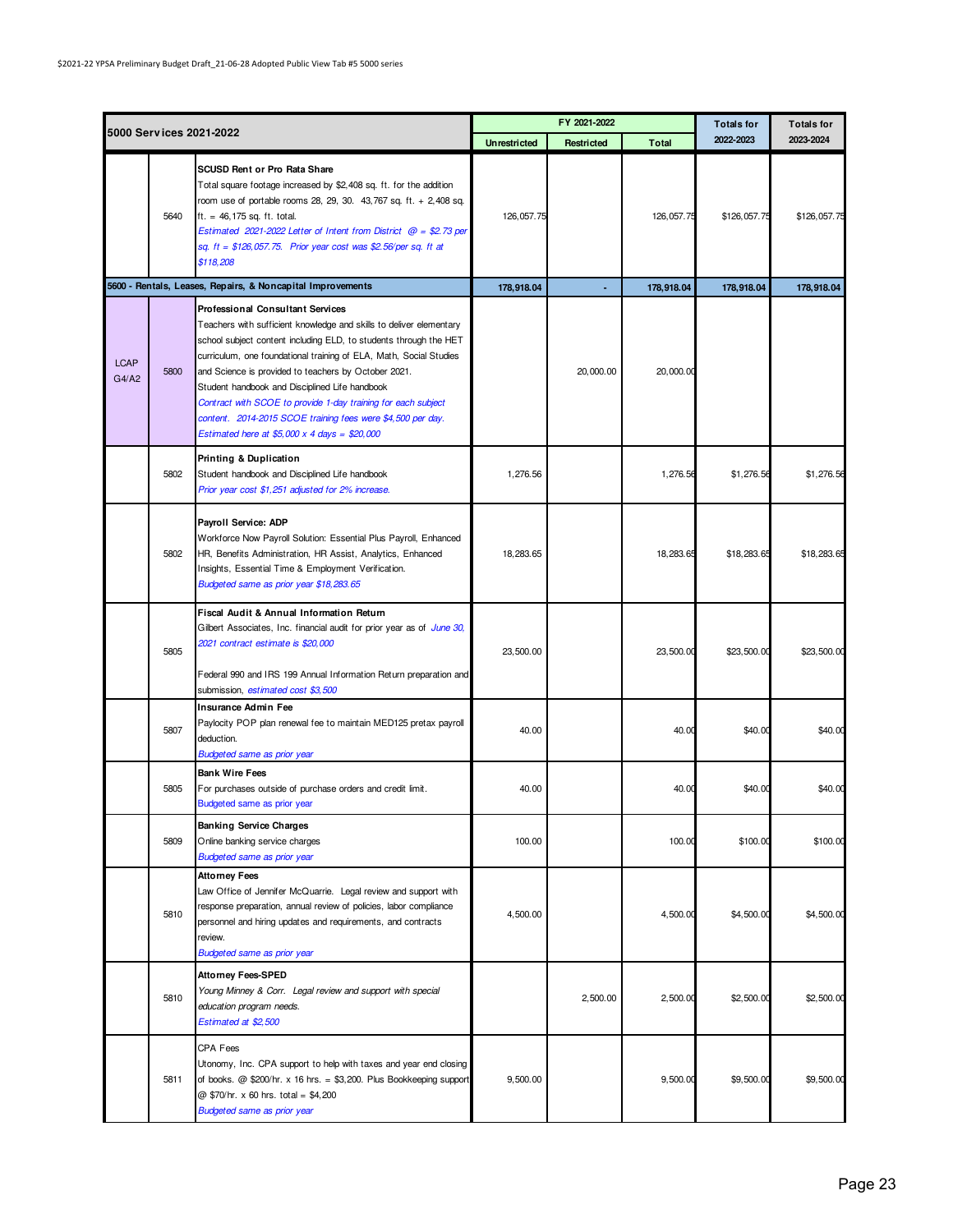| 5000 Services 2021-2022 | | | FY 2021-2022 | | | Totals for | Totals for |
|---|---|---|---|---|---|---|---|
| | | | Unrestricted | Restricted | Total | 2022-2023 | 2023-2024 |
| | 5640 | **SCUSD Rent or Pro Rata Share**<br>Total square footage increased by $2,408 sq. ft. for the addition room use of portable rooms 28, 29, 30. 43,767 sq. ft. + 2,408 sq. ft. = 46,175 sq. ft. total.<br>*Estimated 2021-2022 Letter of Intent from District @ = $2.73 per sq. ft = $126,057.75. Prior year cost was $2.56/per sq. ft at $118,208* | 126,057.75 | | 126,057.75 | $126,057.75 | $126,057.75 |
| **5600 - Rentals, Leases, Repairs, & Noncapital Improvements** | | | **178,918.04** | **-** | **178,918.04** | **178,918.04** | **178,918.04** |
| LCAP G4/A2 | 5800 | **Professional Consultant Services**<br>Teachers with sufficient knowledge and skills to deliver elementary school subject content including ELD, to students through the HET curriculum, one foundational training of ELA, Math, Social Studies and Science is provided to teachers by October 2021.<br>Student handbook and Disciplined Life handbook<br>*Contract with SCOE to provide 1-day training for each subject content. 2014-2015 SCOE training fees were $4,500 per day. Estimated here at $5,000 x 4 days = $20,000* | | 20,000.00 | 20,000.00 | | |
| | 5802 | **Printing & Duplication**<br>Student handbook and Disciplined Life handbook<br>*Prior year cost $1,251 adjusted for 2% increase.* | 1,276.56 | | 1,276.56 | $1,276.56 | $1,276.56 |
| | 5802 | **Payroll Service: ADP**<br>Workforce Now Payroll Solution: Essential Plus Payroll, Enhanced HR, Benefits Administration, HR Assist, Analytics, Enhanced Insights, Essential Time & Employment Verification.<br>*Budgeted same as prior year $18,283.65* | 18,283.65 | | 18,283.65 | $18,283.65 | $18,283.65 |
| | 5805 | **Fiscal Audit & Annual Information Return**<br>Gilbert Associates, Inc. financial audit for prior year as of *June 30, 2021 contract estimate is $20,000*<br>Federal 990 and IRS 199 Annual Information Return preparation and submission, *estimated cost $3,500* | 23,500.00 | | 23,500.00 | $23,500.00 | $23,500.00 |
| | 5807 | **Insurance Admin Fee**<br>Paylocity POP plan renewal fee to maintain MED125 pretax payroll deduction.<br>*Budgeted same as prior year* | 40.00 | | 40.00 | $40.00 | $40.00 |
| | 5805 | **Bank Wire Fees**<br>For purchases outside of purchase orders and credit limit.<br>Budgeted same as prior year | 40.00 | | 40.00 | $40.00 | $40.00 |
| | 5809 | **Banking Service Charges**<br>Online banking service charges<br>*Budgeted same as prior year* | 100.00 | | 100.00 | $100.00 | $100.00 |
| | 5810 | **Attorney Fees**<br>Law Office of Jennifer McQuarrie. Legal review and support with response preparation, annual review of policies, labor compliance personnel and hiring updates and requirements, and contracts review.<br>*Budgeted same as prior year* | 4,500.00 | | 4,500.00 | $4,500.00 | $4,500.00 |
| | 5810 | **Attorney Fees-SPED**<br>*Young Minney & Corr. Legal review and support with special education program needs.*<br>*Estimated at $2,500* | | 2,500.00 | 2,500.00 | $2,500.00 | $2,500.00 |
| | 5811 | CPA Fees<br>Utonomy, Inc. CPA support to help with taxes and year end closing of books. @ $200/hr. x 16 hrs. = $3,200. Plus Bookkeeping support @ $70/hr. x 60 hrs. total = $4,200<br>*Budgeted same as prior year* | 9,500.00 | | 9,500.00 | $9,500.00 | $9,500.00 |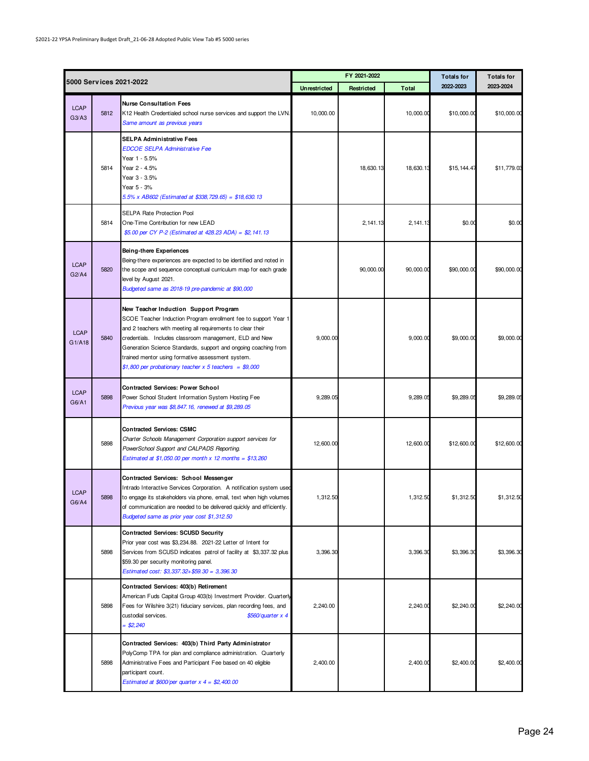| 5000 Services 2021-2022 | | | FY 2021-2022 | | | Totals for | Totals for |
|---|---|---|---|---|---|---|---|
| | | | Unrestricted | Restricted | Total | 2022-2023 | 2023-2024 |
| LCAP G3/A3 | 5812 | **Nurse Consultation Fees**<br>K12 Health Credentialed school nurse services and support the LVN.<br>*Same amount as previous years* | 10,000.00 | | 10,000.00 | $10,000.00 | $10,000.00 |
| | 5814 | **SELPA Administrative Fees**<br>*EDCOE SELPA Administrative Fee*<br>Year 1 - 5.5%<br>Year 2 - 4.5%<br>Year 3 - 3.5%<br>Year 5 - 3%<br>*5.5% x AB602 (Estimated at $338,729.65) = $18,630.13* | | 18,630.13 | 18,630.13 | $15,144.47 | $11,779.03 |
| | 5814 | SELPA Rate Protection Pool<br>One-Time Contribution for new LEAD<br>*$5.00 per CY P-2 (Estimated at 428.23 ADA) = $2,141.13* | | 2,141.13 | 2,141.13 | $0.00 | $0.00 |
| LCAP G2/A4 | 5820 | **Being-there Experiences**<br>Being-there experiences are expected to be identified and noted in the scope and sequence conceptual curriculum map for each grade level by August 2021.<br>*Budgeted same as 2018-19 pre-pandemic at $90,000* | | 90,000.00 | 90,000.00 | $90,000.00 | $90,000.00 |
| LCAP G1/A18 | 5840 | **New Teacher Induction Support Program**<br>SCOE Teacher Induction Program enrollment fee to support Year 1 and 2 teachers with meeting all requirements to clear their credentials. Includes classroom management, ELD and New Generation Science Standards, support and ongoing coaching from trained mentor using formative assessment system.<br>*$1,800 per probationary teacher x 5 teachers = $9,000* | 9,000.00 | | 9,000.00 | $9,000.00 | $9,000.00 |
| LCAP G6/A1 | 5898 | **Contracted Services: Power School**<br>Power School Student Information System Hosting Fee<br>*Previous year was $8,847.16, renewed at $9,289.05* | 9,289.05 | | 9,289.05 | $9,289.05 | $9,289.05 |
| | 5898 | **Contracted Services: CSMC**<br>*Charter Schools Management Corporation support services for PowerSchool Support and CALPADS Reporting.*<br>*Estimated at $1,050.00 per month x 12 months = $13,260* | 12,600.00 | | 12,600.00 | $12,600.00 | $12,600.00 |
| LCAP G6/A4 | 5898 | **Contracted Services: School Messenger**<br>Intrado Interactive Services Corporation. A notification system used to engage its stakeholders via phone, email, text when high volumes of communication are needed to be delivered quickly and efficiently.<br>*Budgeted same as prior year cost $1,312.50* | 1,312.50 | | 1,312.50 | $1,312.50 | $1,312.50 |
| | 5898 | **Contracted Services: SCUSD Security**<br>Prior year cost was $3,234.88. 2021-22 Letter of Intent for Services from SCUSD indicates patrol of facility at $3,337.32 plus $59.30 per security monitoring panel.<br>*Estimated cost: $3,337.32+$59.30 = 3,396.30* | 3,396.30 | | 3,396.30 | $3,396.30 | $3,396.30 |
| | 5898 | **Contracted Services: 403(b) Retirement**<br>American Fuds Capital Group 403(b) Investment Provider. Quarterly Fees for Wilshire 3(21) fiduciary services, plan recording fees, and custodial services. *$560/quarter x 4 = $2,240* | 2,240.00 | | 2,240.00 | $2,240.00 | $2,240.00 |
| | 5898 | **Contracted Services: 403(b) Third Party Administrator**<br>PolyComp TPA for plan and compliance administration. Quarterly Administrative Fees and Participant Fee based on 40 eligible participant count.<br>*Estimated at $600/per quarter x 4 = $2,400.00* | 2,400.00 | | 2,400.00 | $2,400.00 | $2,400.00 |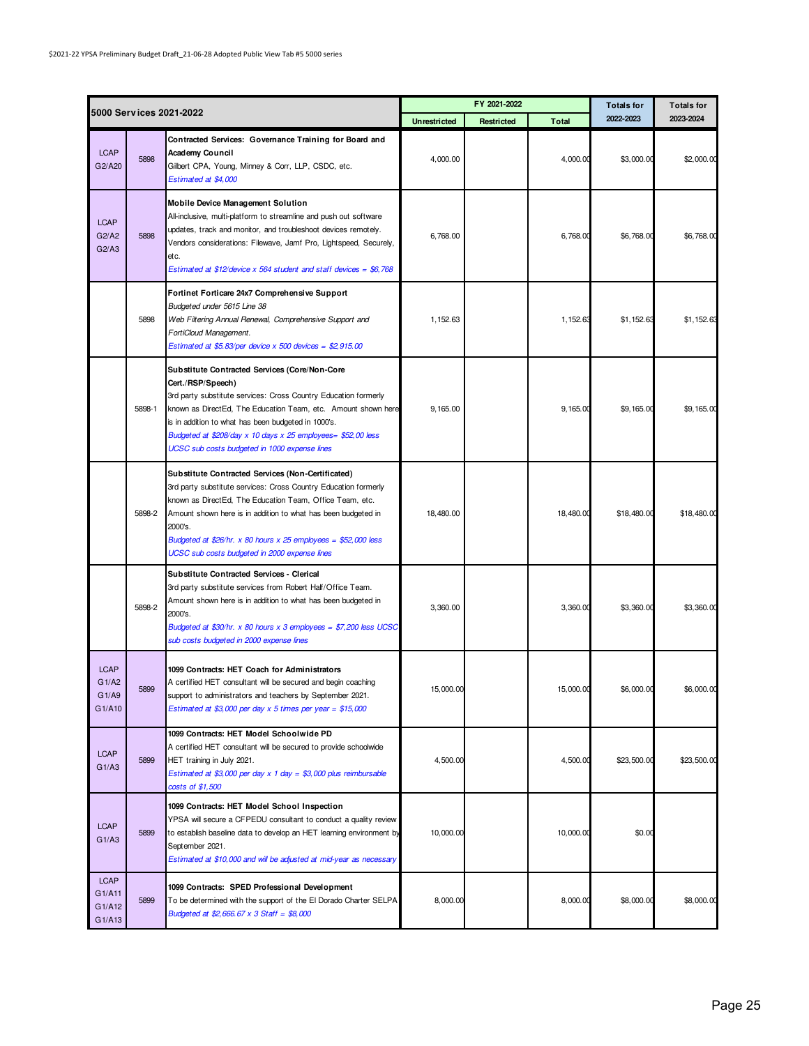| 5000 Services 2021-2022 | | | FY 2021-2022 | | | Totals for 2022-2023 | Totals for 2023-2024 |
|---|---|---|---|---|---|---|---|
| | | | Unrestricted | Restricted | Total | | |
| LCAP G2/A20 | 5898 | **Contracted Services: Governance Training for Board and Academy Council**<br>Gilbert CPA, Young, Minney & Corr, LLP, CSDC, etc.<br>*Estimated at $4,000* | 4,000.00 | | 4,000.00 | $3,000.00 | $2,000.00 |
| LCAP G2/A2 G2/A3 | 5898 | **Mobile Device Management Solution**<br>All-inclusive, multi-platform to streamline and push out software updates, track and monitor, and troubleshoot devices remotely. Vendors considerations: Filewave, Jamf Pro, Lightspeed, Securely, etc.<br>*Estimated at $12/device x 564 student and staff devices = $6,768* | 6,768.00 | | 6,768.00 | $6,768.00 | $6,768.00 |
| | 5898 | **Fortinet Forticare 24x7 Comprehensive Support**<br>*Budgeted under 5615 Line 38*<br>*Web Filtering Annual Renewal, Comprehensive Support and FortiCloud Management.*<br>*Estimated at $5.83/per device x 500 devices = $2,915.00* | 1,152.63 | | 1,152.63 | $1,152.63 | $1,152.63 |
| | 5898-1 | **Substitute Contracted Services (Core/Non-Core Cert./RSP/Speech)**<br>3rd party substitute services: Cross Country Education formerly known as DirectEd, The Education Team, etc. Amount shown here is in addition to what has been budgeted in 1000's.<br>*Budgeted at $208/day x 10 days x 25 employees= $52,00 less UCSC sub costs budgeted in 1000 expense lines* | 9,165.00 | | 9,165.00 | $9,165.00 | $9,165.00 |
| | 5898-2 | **Substitute Contracted Services (Non-Certificated)**<br>3rd party substitute services: Cross Country Education formerly known as DirectEd, The Education Team, Office Team, etc. Amount shown here is in addition to what has been budgeted in 2000's.<br>*Budgeted at $26/hr. x 80 hours x 25 employees = $52,000 less UCSC sub costs budgeted in 2000 expense lines* | 18,480.00 | | 18,480.00 | $18,480.00 | $18,480.00 |
| | 5898-2 | **Substitute Contracted Services - Clerical**<br>3rd party substitute services from Robert Half/Office Team. Amount shown here is in addition to what has been budgeted in 2000's.<br>*Budgeted at $30/hr. x 80 hours x 3 employees = $7,200 less UCSC sub costs budgeted in 2000 expense lines* | 3,360.00 | | 3,360.00 | $3,360.00 | $3,360.00 |
| LCAP G1/A2 G1/A9 G1/A10 | 5899 | **1099 Contracts: HET Coach for Administrators**<br>A certified HET consultant will be secured and begin coaching support to administrators and teachers by September 2021.<br>*Estimated at $3,000 per day x 5 times per year = $15,000* | 15,000.00 | | 15,000.00 | $6,000.00 | $6,000.00 |
| LCAP G1/A3 | 5899 | **1099 Contracts: HET Model Schoolwide PD**<br>A certified HET consultant will be secured to provide schoolwide HET training in July 2021.<br>*Estimated at $3,000 per day x 1 day = $3,000 plus reimbursable costs of $1,500* | 4,500.00 | | 4,500.00 | $23,500.00 | $23,500.00 |
| LCAP G1/A3 | 5899 | **1099 Contracts: HET Model School Inspection**<br>YPSA will secure a CFPEDU consultant to conduct a quality review to establish baseline data to develop an HET learning environment by September 2021.<br>*Estimated at $10,000 and will be adjusted at mid-year as necessary* | 10,000.00 | | 10,000.00 | $0.00 | |
| LCAP G1/A11 G1/A12 G1/A13 | 5899 | **1099 Contracts: SPED Professional Development**<br>To be determined with the support of the El Dorado Charter SELPA<br>*Budgeted at $2,666.67 x 3 Staff = $8,000* | 8,000.00 | | 8,000.00 | $8,000.00 | $8,000.00 |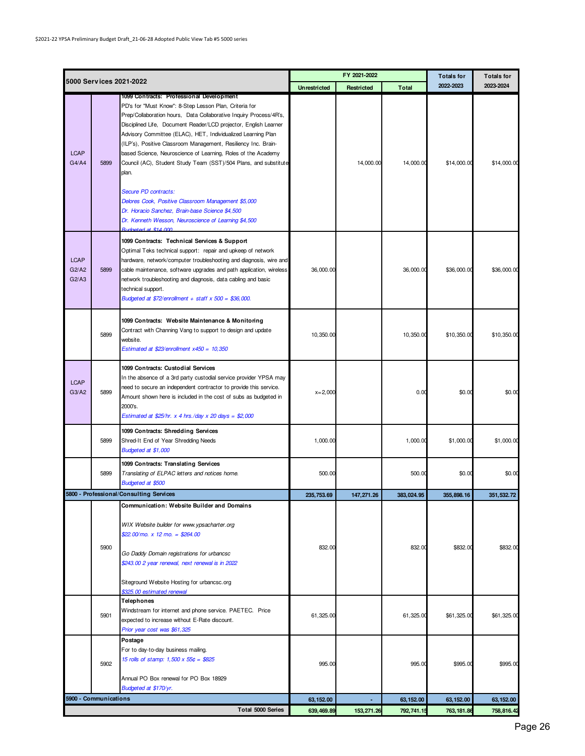| 5000 Services 2021-2022 | | | FY 2021-2022 | | | Totals for | Totals for |
|---|---|---|---|---|---|---|---|
| | | | Unrestricted | Restricted | Total | 2022-2023 | 2023-2024 |
| LCAP G4/A4 | 5899 | **1099 Contracts: Professional Development**<br>PD's for "Must Know": 8-Step Lesson Plan, Criteria for Prep/Collaboration hours, Data Collaborative Inquiry Process/4R's, Disciplined Life, Document Reader/LCD projector, English Learner Advisory Committee (ELAC), HET, Individualized Learning Plan (ILP's), Positive Classroom Management, Resiliency Inc. Brain-based Science, Neuroscience of Learning, Roles of the Academy Council (AC), Student Study Team (SST)/504 Plans, and substitute plan.<br><br>*Secure PD contracts:*<br>*Delores Cook, Positive Classroom Management $5,000*<br>*Dr. Horacio Sanchez, Brain-base Science $4,500*<br>*Dr. Kenneth Wesson, Neuroscience of Learning $4,500*<br>*Budgeted at $14,000* | | 14,000.00 | 14,000.00 | $14,000.00 | $14,000.00 |
| LCAP G2/A2 G2/A3 | 5899 | **1099 Contracts: Technical Services & Support**<br>Optimal Teks technical support: repair and upkeep of network hardware, network/computer troubleshooting and diagnosis, wire and cable maintenance, software upgrades and path application, wireless network troubleshooting and diagnosis, data cabling and basic technical support.<br>*Budgeted at $72/enrollment + staff x 500 = $36,000.* | 36,000.00 | | 36,000.00 | $36,000.00 | $36,000.00 |
| | 5899 | **1099 Contracts: Website Maintenance & Monitoring**<br>Contract with Channing Vang to support to design and update website.<br>*Estimated at $23/enrollment x450 = 10,350* | 10,350.00 | | 10,350.00 | $10,350.00 | $10,350.00 |
| LCAP G3/A2 | 5899 | **1099 Contracts: Custodial Services**<br>In the absence of a 3rd party custodial service provider YPSA may need to secure an independent contractor to provide this service. Amount shown here is included in the cost of subs as budgeted in 2000's.<br>*Estimated at $25/hr. x 4 hrs./day x 20 days = $2,000* | x=2,000 | | 0.00 | $0.00 | $0.00 |
| | 5899 | **1099 Contracts: Shredding Services**<br>Shred-It End of Year Shredding Needs<br>*Budgeted at $1,000* | 1,000.00 | | 1,000.00 | $1,000.00 | $1,000.00 |
| | 5899 | **1099 Contracts: Translating Services**<br>*Translating of ELPAC letters and notices home.*<br>*Budgeted at $500* | 500.00 | | 500.00 | $0.00 | $0.00 |
| **5800 - Professional/Consulting Services** | | | **235,753.69** | **147,271.26** | **383,024.95** | **355,898.16** | **351,532.72** |
| | 5900 | **Communication: Website Builder and Domains**<br><br>*WIX Website builder for www.ypsacharter.org*<br>*$22.00/mo. x 12 mo. = $264.00*<br><br>*Go Daddy Domain registrations for urbancsc*<br>*$243.00 2 year renewal, next renewal is in 2022*<br><br>Siteground Website Hosting for urbancsc.org<br>*$325.00 estimated renewal* | 832.00 | | 832.00 | $832.00 | $832.00 |
| | 5901 | **Telephones**<br>Windstream for internet and phone service. PAETEC. Price expected to increase without E-Rate discount.<br>*Prior year cost was $61,325* | 61,325.00 | | 61,325.00 | $61,325.00 | $61,325.00 |
| | 5902 | **Postage**<br>For to day-to-day business mailing.<br>*15 rolls of stamp: 1,500 x 55¢ = $825*<br><br>Annual PO Box renewal for PO Box 18929<br>*Budgeted at $170/yr.* | 995.00 | | 995.00 | $995.00 | $995.00 |
| **5900 - Communications** | | | **63,152.00** | **-** | **63,152.00** | **63,152.00** | **63,152.00** |
| | | **Total 5000 Series** | **639,469.89** | **153,271.26** | **792,741.15** | **763,181.86** | **758,816.42** |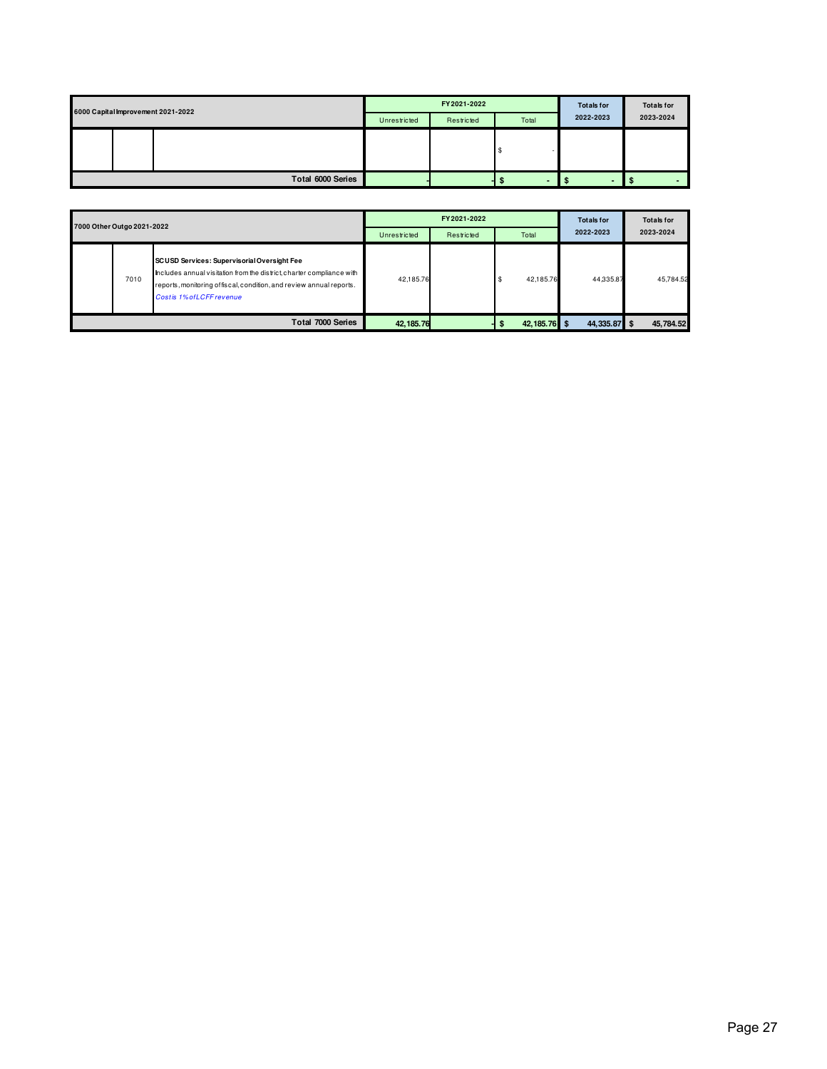| 6000 Capital Improvement 2021-2022 | | | FY2021-2022 | | | Totals for 2022-2023 | Totals for 2023-2024 |
|---|---|---|---|---|---|---|---|
| | | | Unrestricted | Restricted | Total | | |
| | | | | | $ - | | |
| | | Total 6000 Series | - | - | $ - | $ - | $ - |

| 7000 Other Outgo 2021-2022 | | | FY2021-2022 | | | Totals for 2022-2023 | Totals for 2023-2024 |
|---|---|---|---|---|---|---|---|
| | | | Unrestricted | Restricted | Total | | |
| | 7010 | **SCUSD Services: Supervisorial Oversight Fee** Includes annual visitation from the district, charter compliance with reports, monitoring of fiscal, condition, and review annual reports. *Cost is 1% of LCFF revenue* | 42,185.76 | | $ 42,185.76 | 44,335.87 | 45,784.52 |
| | | Total 7000 Series | 42,185.76 | - | $ 42,185.76 | $ 44,335.87 | $ 45,784.52 |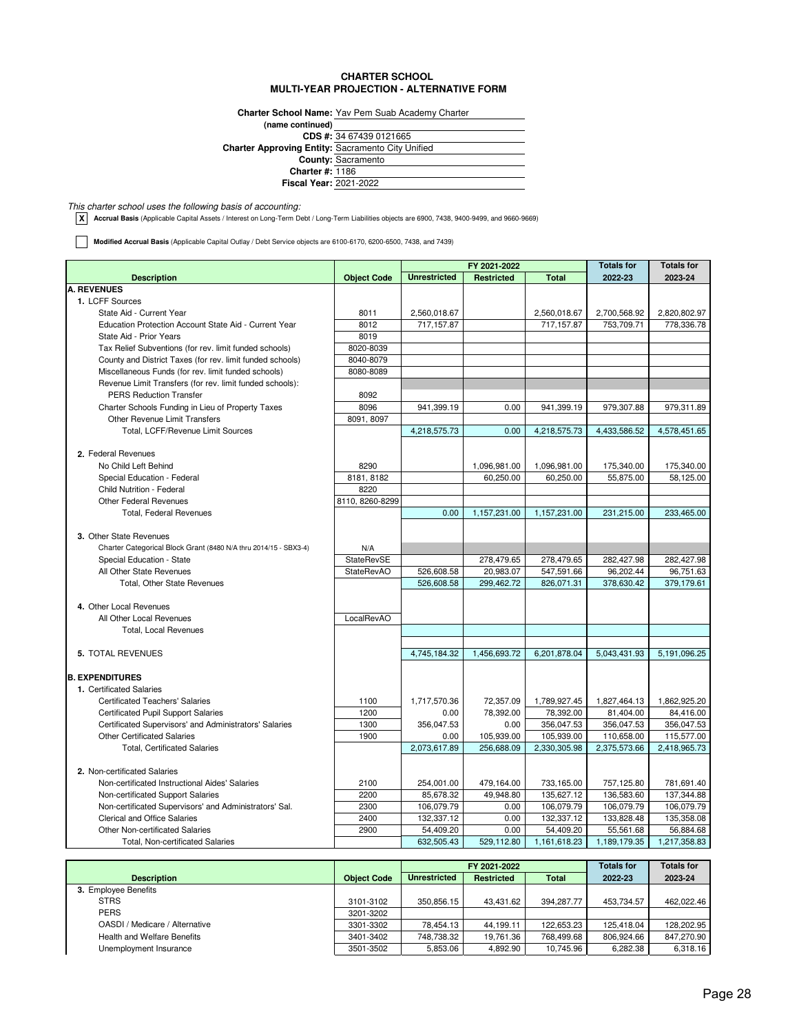# CHARTER SCHOOL
## MULTI-YEAR PROJECTION - ALTERNATIVE FORM

**Charter School Name:** Yav Pem Suab Academy Charter
**(name continued)**
**CDS #:** 34 67439 0121665
**Charter Approving Entity:** Sacramento City Unified
**County:** Sacramento
**Charter #:** 1186
**Fiscal Year:** 2021-2022

*This charter school uses the following basis of accounting:*

- [X] **Accrual Basis** (Applicable Capital Assets / Interest on Long-Term Debt / Long-Term Liabilities objects are 6900, 7438, 9400-9499, and 9660-9669)
- [ ] **Modified Accrual Basis** (Applicable Capital Outlay / Debt Service objects are 6100-6170, 6200-6500, 7438, and 7439)

| Description | Object Code | FY 2021-2022 Unrestricted | FY 2021-2022 Restricted | FY 2021-2022 Total | Totals for 2022-23 | Totals for 2023-24 |
|---|---|---|---|---|---|---|
| **A. REVENUES** | | | | | | |
| 1. LCFF Sources | | | | | | |
| State Aid - Current Year | 8011 | 2,560,018.67 | | 2,560,018.67 | 2,700,568.92 | 2,820,802.97 |
| Education Protection Account State Aid - Current Year | 8012 | 717,157.87 | | 717,157.87 | 753,709.71 | 778,336.78 |
| State Aid - Prior Years | 8019 | | | | | |
| Tax Relief Subventions (for rev. limit funded schools) | 8020-8039 | | | | | |
| County and District Taxes (for rev. limit funded schools) | 8040-8079 | | | | | |
| Miscellaneous Funds (for rev. limit funded schools) | 8080-8089 | | | | | |
| Revenue Limit Transfers (for rev. limit funded schools): | | | | | | |
| PERS Reduction Transfer | 8092 | | | | | |
| Charter Schools Funding in Lieu of Property Taxes | 8096 | 941,399.19 | 0.00 | 941,399.19 | 979,307.88 | 979,311.89 |
| Other Revenue Limit Transfers | 8091, 8097 | | | | | |
| Total, LCFF/Revenue Limit Sources | | 4,218,575.73 | 0.00 | 4,218,575.73 | 4,433,586.52 | 4,578,451.65 |
| 2. Federal Revenues | | | | | | |
| No Child Left Behind | 8290 | | 1,096,981.00 | 1,096,981.00 | 175,340.00 | 175,340.00 |
| Special Education - Federal | 8181, 8182 | | 60,250.00 | 60,250.00 | 55,875.00 | 58,125.00 |
| Child Nutrition - Federal | 8220 | | | | | |
| Other Federal Revenues | 8110, 8260-8299 | | | | | |
| Total, Federal Revenues | | 0.00 | 1,157,231.00 | 1,157,231.00 | 231,215.00 | 233,465.00 |
| 3. Other State Revenues | | | | | | |
| Charter Categorical Block Grant (8480 N/A thru 2014/15 - SBX3-4) | N/A | | | | | |
| Special Education - State | StateRevSE | | 278,479.65 | 278,479.65 | 282,427.98 | 282,427.98 |
| All Other State Revenues | StateRevAO | 526,608.58 | 20,983.07 | 547,591.66 | 96,202.44 | 96,751.63 |
| Total, Other State Revenues | | 526,608.58 | 299,462.72 | 826,071.31 | 378,630.42 | 379,179.61 |
| 4. Other Local Revenues | | | | | | |
| All Other Local Revenues | LocalRevAO | | | | | |
| Total, Local Revenues | | | | | | |
| 5. TOTAL REVENUES | | 4,745,184.32 | 1,456,693.72 | 6,201,878.04 | 5,043,431.93 | 5,191,096.25 |
| **B. EXPENDITURES** | | | | | | |
| 1. Certificated Salaries | | | | | | |
| Certificated Teachers' Salaries | 1100 | 1,717,570.36 | 72,357.09 | 1,789,927.45 | 1,827,464.13 | 1,862,925.20 |
| Certificated Pupil Support Salaries | 1200 | 0.00 | 78,392.00 | 78,392.00 | 81,404.00 | 84,416.00 |
| Certificated Supervisors' and Administrators' Salaries | 1300 | 356,047.53 | 0.00 | 356,047.53 | 356,047.53 | 356,047.53 |
| Other Certificated Salaries | 1900 | 0.00 | 105,939.00 | 105,939.00 | 110,658.00 | 115,577.00 |
| Total, Certificated Salaries | | 2,073,617.89 | 256,688.09 | 2,330,305.98 | 2,375,573.66 | 2,418,965.73 |
| 2. Non-certificated Salaries | | | | | | |
| Non-certificated Instructional Aides' Salaries | 2100 | 254,001.00 | 479,164.00 | 733,165.00 | 757,125.80 | 781,691.40 |
| Non-certificated Support Salaries | 2200 | 85,678.32 | 49,948.80 | 135,627.12 | 136,583.60 | 137,344.88 |
| Non-certificated Supervisors' and Administrators' Sal. | 2300 | 106,079.79 | 0.00 | 106,079.79 | 106,079.79 | 106,079.79 |
| Clerical and Office Salaries | 2400 | 132,337.12 | 0.00 | 132,337.12 | 133,828.48 | 135,358.08 |
| Other Non-certificated Salaries | 2900 | 54,409.20 | 0.00 | 54,409.20 | 55,561.68 | 56,884.68 |
| Total, Non-certificated Salaries | | 632,505.43 | 529,112.80 | 1,161,618.23 | 1,189,179.35 | 1,217,358.83 |
| 3. Employee Benefits | | | | | | |
| STRS | 3101-3102 | 350,856.15 | 43,431.62 | 394,287.77 | 453,734.57 | 462,022.46 |
| PERS | 3201-3202 | | | | | |
| OASDI / Medicare / Alternative | 3301-3302 | 78,454.13 | 44,199.11 | 122,653.23 | 125,418.04 | 128,202.95 |
| Health and Welfare Benefits | 3401-3402 | 748,738.32 | 19,761.36 | 768,499.68 | 806,924.66 | 847,270.90 |
| Unemployment Insurance | 3501-3502 | 5,853.06 | 4,892.90 | 10,745.96 | 6,282.38 | 6,318.16 |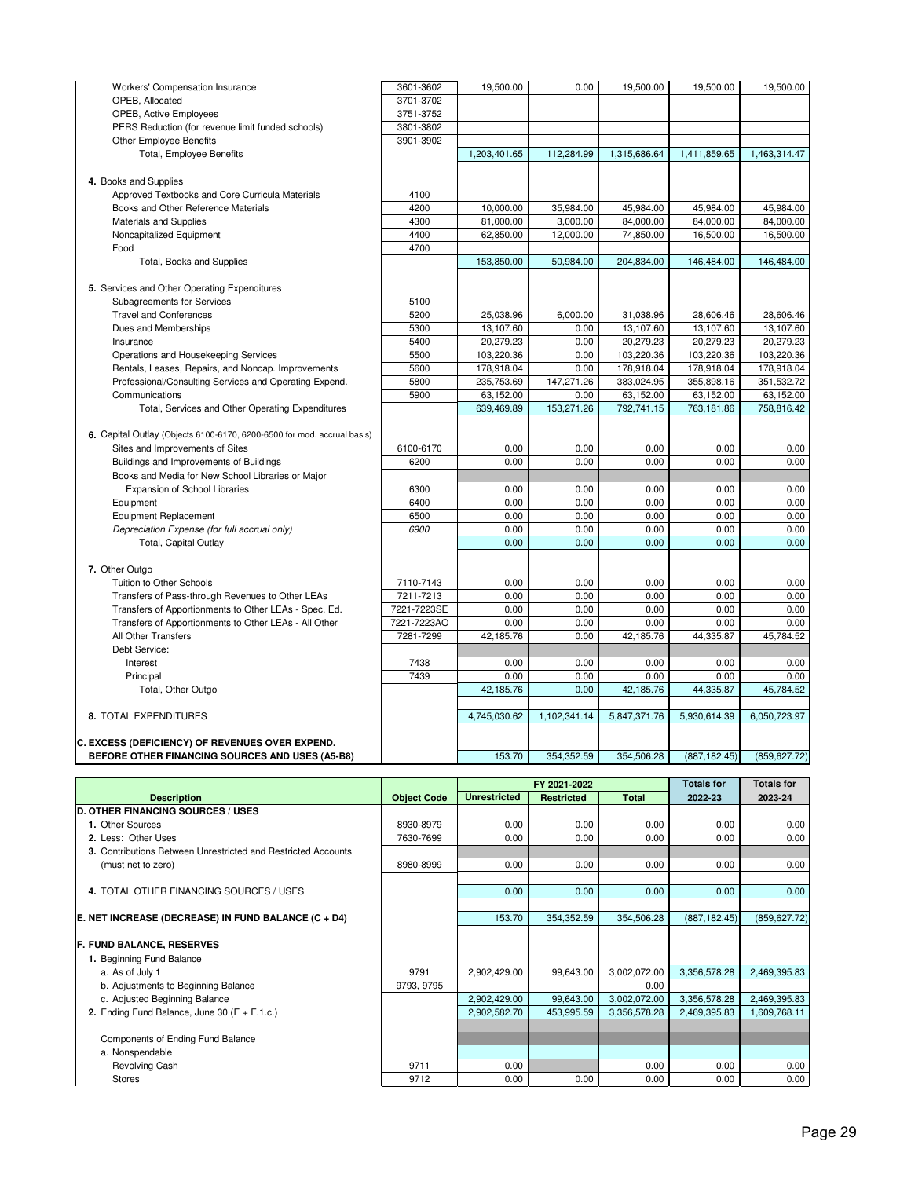| Description | Object Code | Unrestricted | Restricted | Total | Totals for 2022-23 | Totals for 2023-24 |
|---|---|---|---|---|---|---|
| Workers' Compensation Insurance | 3601-3602 | 19,500.00 | 0.00 | 19,500.00 | 19,500.00 | 19,500.00 |
| OPEB, Allocated | 3701-3702 | | | | | |
| OPEB, Active Employees | 3751-3752 | | | | | |
| PERS Reduction (for revenue limit funded schools) | 3801-3802 | | | | | |
| Other Employee Benefits | 3901-3902 | | | | | |
| Total, Employee Benefits | | 1,203,401.65 | 112,284.99 | 1,315,686.64 | 1,411,859.65 | 1,463,314.47 |
| **4.** Books and Supplies | | | | | | |
| Approved Textbooks and Core Curricula Materials | 4100 | | | | | |
| Books and Other Reference Materials | 4200 | 10,000.00 | 35,984.00 | 45,984.00 | 45,984.00 | 45,984.00 |
| Materials and Supplies | 4300 | 81,000.00 | 3,000.00 | 84,000.00 | 84,000.00 | 84,000.00 |
| Noncapitalized Equipment | 4400 | 62,850.00 | 12,000.00 | 74,850.00 | 16,500.00 | 16,500.00 |
| Food | 4700 | | | | | |
| Total, Books and Supplies | | 153,850.00 | 50,984.00 | 204,834.00 | 146,484.00 | 146,484.00 |
| **5.** Services and Other Operating Expenditures | | | | | | |
| Subagreements for Services | 5100 | | | | | |
| Travel and Conferences | 5200 | 25,038.96 | 6,000.00 | 31,038.96 | 28,606.46 | 28,606.46 |
| Dues and Memberships | 5300 | 13,107.60 | 0.00 | 13,107.60 | 13,107.60 | 13,107.60 |
| Insurance | 5400 | 20,279.23 | 0.00 | 20,279.23 | 20,279.23 | 20,279.23 |
| Operations and Housekeeping Services | 5500 | 103,220.36 | 0.00 | 103,220.36 | 103,220.36 | 103,220.36 |
| Rentals, Leases, Repairs, and Noncap. Improvements | 5600 | 178,918.04 | 0.00 | 178,918.04 | 178,918.04 | 178,918.04 |
| Professional/Consulting Services and Operating Expend. | 5800 | 235,753.69 | 147,271.26 | 383,024.95 | 355,898.16 | 351,532.72 |
| Communications | 5900 | 63,152.00 | 0.00 | 63,152.00 | 63,152.00 | 63,152.00 |
| Total, Services and Other Operating Expenditures | | 639,469.89 | 153,271.26 | 792,741.15 | 763,181.86 | 758,816.42 |
| **6.** Capital Outlay (Objects 6100-6170, 6200-6500 for mod. accrual basis) | | | | | | |
| Sites and Improvements of Sites | 6100-6170 | 0.00 | 0.00 | 0.00 | 0.00 | 0.00 |
| Buildings and Improvements of Buildings | 6200 | 0.00 | 0.00 | 0.00 | 0.00 | 0.00 |
| Books and Media for New School Libraries or Major Expansion of School Libraries | 6300 | 0.00 | 0.00 | 0.00 | 0.00 | 0.00 |
| Equipment | 6400 | 0.00 | 0.00 | 0.00 | 0.00 | 0.00 |
| Equipment Replacement | 6500 | 0.00 | 0.00 | 0.00 | 0.00 | 0.00 |
| *Depreciation Expense (for full accrual only)* | *6900* | 0.00 | 0.00 | 0.00 | 0.00 | 0.00 |
| Total, Capital Outlay | | 0.00 | 0.00 | 0.00 | 0.00 | 0.00 |
| **7.** Other Outgo | | | | | | |
| Tuition to Other Schools | 7110-7143 | 0.00 | 0.00 | 0.00 | 0.00 | 0.00 |
| Transfers of Pass-through Revenues to Other LEAs | 7211-7213 | 0.00 | 0.00 | 0.00 | 0.00 | 0.00 |
| Transfers of Apportionments to Other LEAs - Spec. Ed. | 7221-7223SE | 0.00 | 0.00 | 0.00 | 0.00 | 0.00 |
| Transfers of Apportionments to Other LEAs - All Other | 7221-7223AO | 0.00 | 0.00 | 0.00 | 0.00 | 0.00 |
| All Other Transfers | 7281-7299 | 42,185.76 | 0.00 | 42,185.76 | 44,335.87 | 45,784.52 |
| Debt Service: | | | | | | |
| Interest | 7438 | 0.00 | 0.00 | 0.00 | 0.00 | 0.00 |
| Principal | 7439 | 0.00 | 0.00 | 0.00 | 0.00 | 0.00 |
| Total, Other Outgo | | 42,185.76 | 0.00 | 42,185.76 | 44,335.87 | 45,784.52 |
| **8.** TOTAL EXPENDITURES | | 4,745,030.62 | 1,102,341.14 | 5,847,371.76 | 5,930,614.39 | 6,050,723.97 |
| **C. EXCESS (DEFICIENCY) OF REVENUES OVER EXPEND. BEFORE OTHER FINANCING SOURCES AND USES (A5-B8)** | | 153.70 | 354,352.59 | 354,506.28 | (887,182.45) | (859,627.72) |

| Description | Object Code | FY 2021-2022 Unrestricted | Restricted | Total | Totals for 2022-23 | Totals for 2023-24 |
|---|---|---|---|---|---|---|
| **D. OTHER FINANCING SOURCES / USES** | | | | | | |
| **1.** Other Sources | 8930-8979 | 0.00 | 0.00 | 0.00 | 0.00 | 0.00 |
| **2.** Less: Other Uses | 7630-7699 | 0.00 | 0.00 | 0.00 | 0.00 | 0.00 |
| **3.** Contributions Between Unrestricted and Restricted Accounts (must net to zero) | 8980-8999 | 0.00 | 0.00 | 0.00 | 0.00 | 0.00 |
| **4.** TOTAL OTHER FINANCING SOURCES / USES | | 0.00 | 0.00 | 0.00 | 0.00 | 0.00 |
| **E. NET INCREASE (DECREASE) IN FUND BALANCE (C + D4)** | | 153.70 | 354,352.59 | 354,506.28 | (887,182.45) | (859,627.72) |
| **F. FUND BALANCE, RESERVES** | | | | | | |
| **1.** Beginning Fund Balance | | | | | | |
| a. As of July 1 | 9791 | 2,902,429.00 | 99,643.00 | 3,002,072.00 | 3,356,578.28 | 2,469,395.83 |
| b. Adjustments to Beginning Balance | 9793, 9795 | | | 0.00 | | |
| c. Adjusted Beginning Balance | | 2,902,429.00 | 99,643.00 | 3,002,072.00 | 3,356,578.28 | 2,469,395.83 |
| **2.** Ending Fund Balance, June 30 (E + F.1.c.) | | 2,902,582.70 | 453,995.59 | 3,356,578.28 | 2,469,395.83 | 1,609,768.11 |
| Components of Ending Fund Balance | | | | | | |
| a. Nonspendable | | | | | | |
| Revolving Cash | 9711 | 0.00 | | 0.00 | 0.00 | 0.00 |
| Stores | 9712 | 0.00 | 0.00 | 0.00 | 0.00 | 0.00 |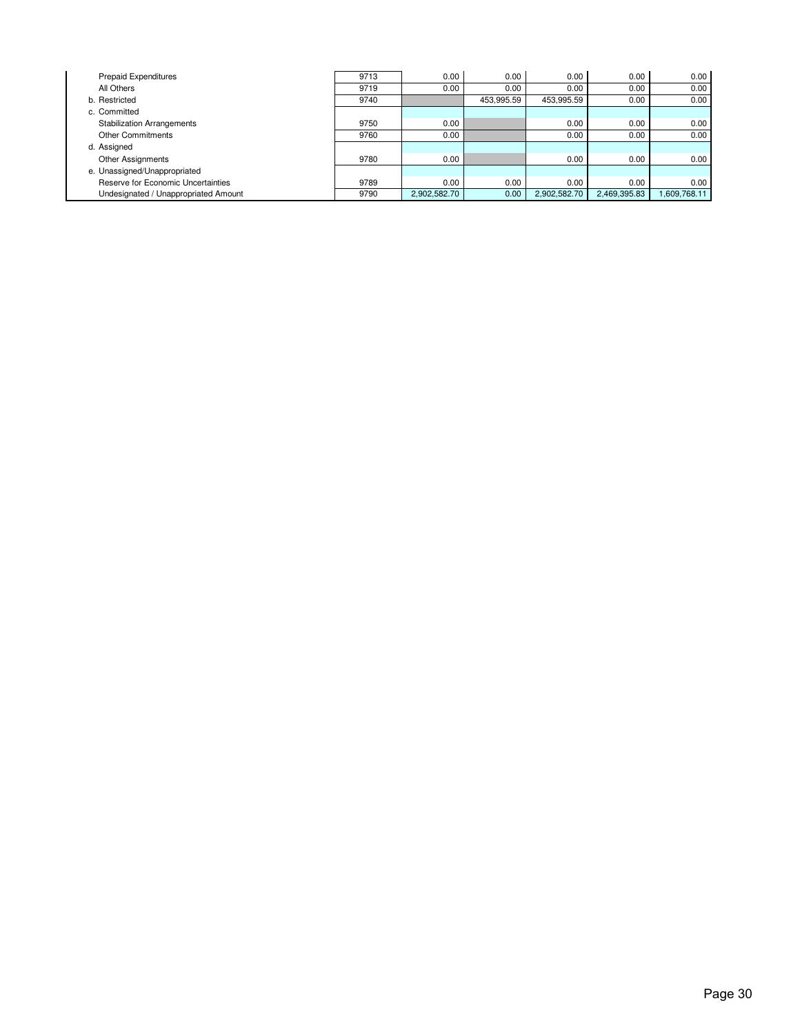| | | | | | | |
|---|---|---|---|---|---|---|
| Prepaid Expenditures | 9713 | 0.00 | 0.00 | 0.00 | 0.00 | 0.00 |
| All Others | 9719 | 0.00 | 0.00 | 0.00 | 0.00 | 0.00 |
| b. Restricted | 9740 | | 453,995.59 | 453,995.59 | 0.00 | 0.00 |
| c. Committed | | | | | | |
| Stabilization Arrangements | 9750 | 0.00 | | 0.00 | 0.00 | 0.00 |
| Other Commitments | 9760 | 0.00 | | 0.00 | 0.00 | 0.00 |
| d. Assigned | | | | | | |
| Other Assignments | 9780 | 0.00 | | 0.00 | 0.00 | 0.00 |
| e. Unassigned/Unappropriated | | | | | | |
| Reserve for Economic Uncertainties | 9789 | 0.00 | 0.00 | 0.00 | 0.00 | 0.00 |
| Undesignated / Unappropriated Amount | 9790 | 2,902,582.70 | 0.00 | 2,902,582.70 | 2,469,395.83 | 1,609,768.11 |